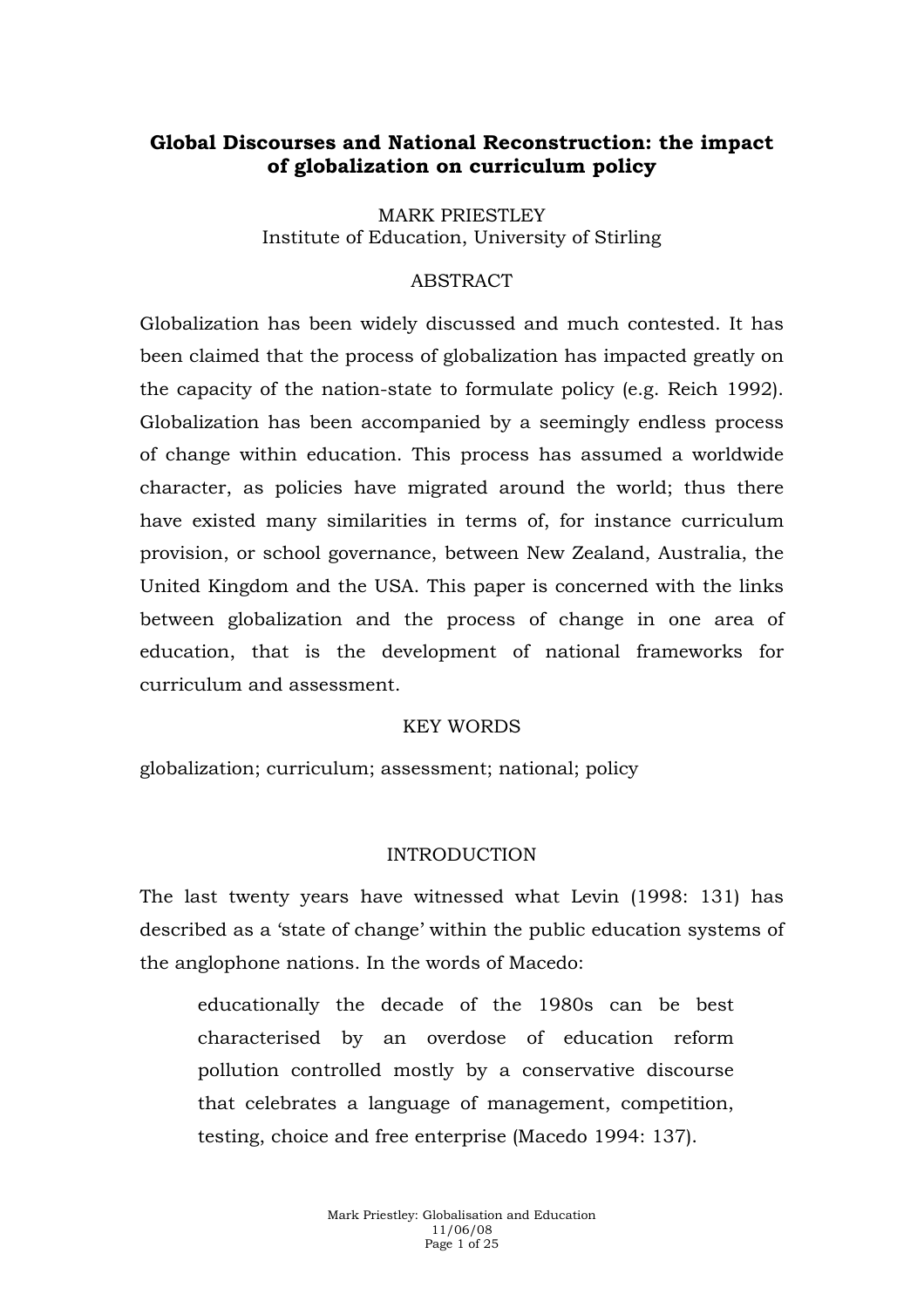# Global Discourses and National Reconstruction: the impact of globalization on curriculum policy

MARK PRIESTLEY
Institute of Education, University of Stirling

## ABSTRACT

Globalization has been widely discussed and much contested. It has been claimed that the process of globalization has impacted greatly on the capacity of the nation-state to formulate policy (e.g. Reich 1992). Globalization has been accompanied by a seemingly endless process of change within education. This process has assumed a worldwide character, as policies have migrated around the world; thus there have existed many similarities in terms of, for instance curriculum provision, or school governance, between New Zealand, Australia, the United Kingdom and the USA. This paper is concerned with the links between globalization and the process of change in one area of education, that is the development of national frameworks for curriculum and assessment.

## KEY WORDS

globalization; curriculum; assessment; national; policy

## INTRODUCTION

The last twenty years have witnessed what Levin (1998: 131) has described as a 'state of change' within the public education systems of the anglophone nations. In the words of Macedo:

> educationally the decade of the 1980s can be best characterised by an overdose of education reform pollution controlled mostly by a conservative discourse that celebrates a language of management, competition, testing, choice and free enterprise (Macedo 1994: 137).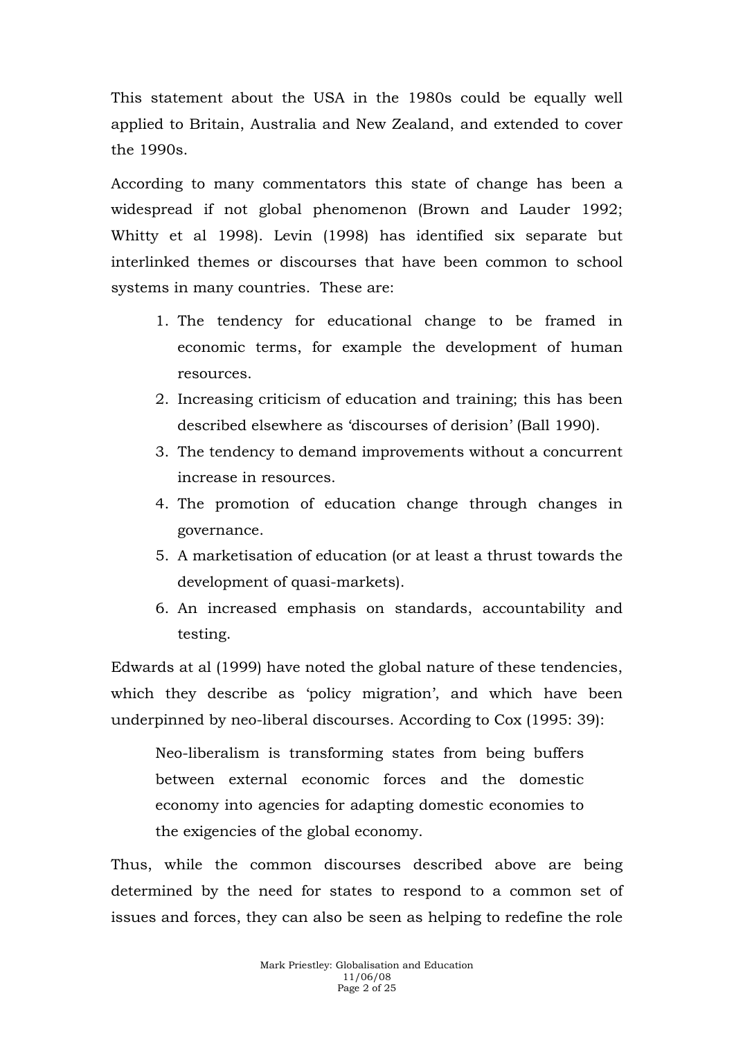This statement about the USA in the 1980s could be equally well applied to Britain, Australia and New Zealand, and extended to cover the 1990s.

According to many commentators this state of change has been a widespread if not global phenomenon (Brown and Lauder 1992; Whitty et al 1998). Levin (1998) has identified six separate but interlinked themes or discourses that have been common to school systems in many countries. These are:

1. The tendency for educational change to be framed in economic terms, for example the development of human resources.
2. Increasing criticism of education and training; this has been described elsewhere as 'discourses of derision' (Ball 1990).
3. The tendency to demand improvements without a concurrent increase in resources.
4. The promotion of education change through changes in governance.
5. A marketisation of education (or at least a thrust towards the development of quasi-markets).
6. An increased emphasis on standards, accountability and testing.

Edwards at al (1999) have noted the global nature of these tendencies, which they describe as 'policy migration', and which have been underpinned by neo-liberal discourses. According to Cox (1995: 39):

> Neo-liberalism is transforming states from being buffers between external economic forces and the domestic economy into agencies for adapting domestic economies to the exigencies of the global economy.

Thus, while the common discourses described above are being determined by the need for states to respond to a common set of issues and forces, they can also be seen as helping to redefine the role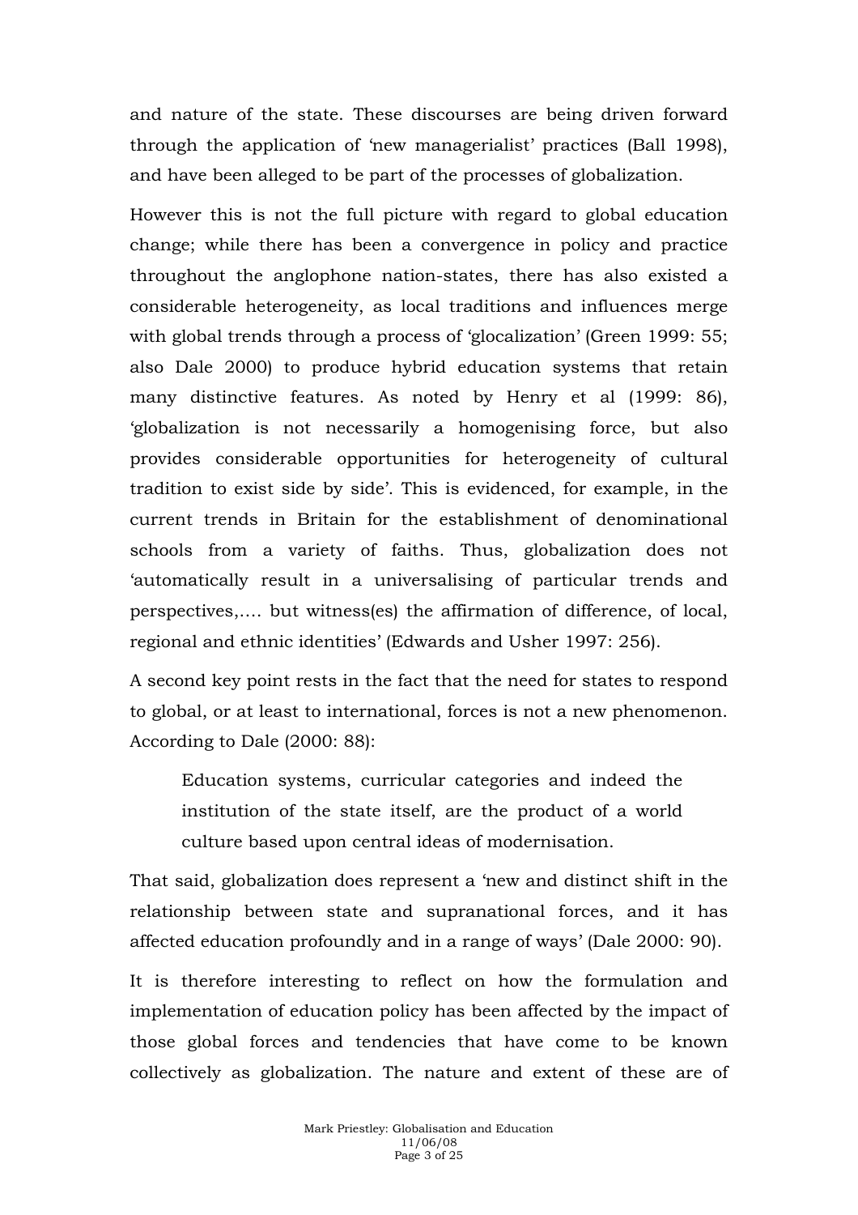and nature of the state. These discourses are being driven forward through the application of 'new managerialist' practices (Ball 1998), and have been alleged to be part of the processes of globalization.

However this is not the full picture with regard to global education change; while there has been a convergence in policy and practice throughout the anglophone nation-states, there has also existed a considerable heterogeneity, as local traditions and influences merge with global trends through a process of 'glocalization' (Green 1999: 55; also Dale 2000) to produce hybrid education systems that retain many distinctive features. As noted by Henry et al (1999: 86), 'globalization is not necessarily a homogenising force, but also provides considerable opportunities for heterogeneity of cultural tradition to exist side by side'. This is evidenced, for example, in the current trends in Britain for the establishment of denominational schools from a variety of faiths. Thus, globalization does not 'automatically result in a universalising of particular trends and perspectives,…. but witness(es) the affirmation of difference, of local, regional and ethnic identities' (Edwards and Usher 1997: 256).

A second key point rests in the fact that the need for states to respond to global, or at least to international, forces is not a new phenomenon. According to Dale (2000: 88):

> Education systems, curricular categories and indeed the institution of the state itself, are the product of a world culture based upon central ideas of modernisation.

That said, globalization does represent a 'new and distinct shift in the relationship between state and supranational forces, and it has affected education profoundly and in a range of ways' (Dale 2000: 90).

It is therefore interesting to reflect on how the formulation and implementation of education policy has been affected by the impact of those global forces and tendencies that have come to be known collectively as globalization. The nature and extent of these are of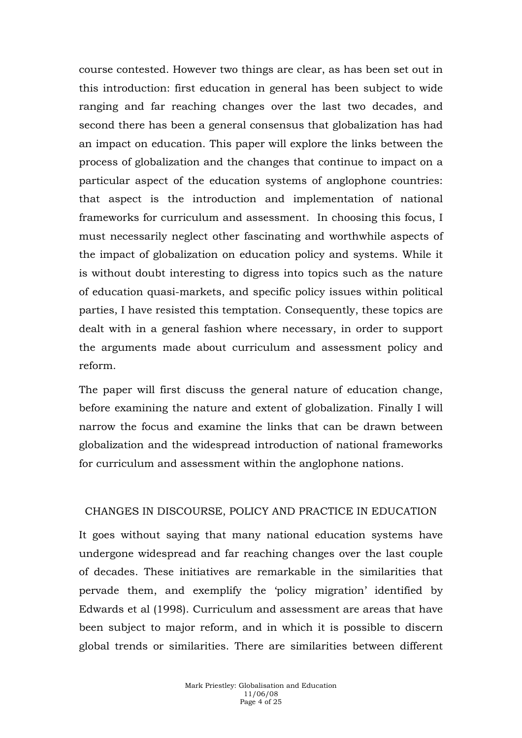course contested. However two things are clear, as has been set out in this introduction: first education in general has been subject to wide ranging and far reaching changes over the last two decades, and second there has been a general consensus that globalization has had an impact on education. This paper will explore the links between the process of globalization and the changes that continue to impact on a particular aspect of the education systems of anglophone countries: that aspect is the introduction and implementation of national frameworks for curriculum and assessment. In choosing this focus, I must necessarily neglect other fascinating and worthwhile aspects of the impact of globalization on education policy and systems. While it is without doubt interesting to digress into topics such as the nature of education quasi-markets, and specific policy issues within political parties, I have resisted this temptation. Consequently, these topics are dealt with in a general fashion where necessary, in order to support the arguments made about curriculum and assessment policy and reform.

The paper will first discuss the general nature of education change, before examining the nature and extent of globalization. Finally I will narrow the focus and examine the links that can be drawn between globalization and the widespread introduction of national frameworks for curriculum and assessment within the anglophone nations.

## CHANGES IN DISCOURSE, POLICY AND PRACTICE IN EDUCATION

It goes without saying that many national education systems have undergone widespread and far reaching changes over the last couple of decades. These initiatives are remarkable in the similarities that pervade them, and exemplify the 'policy migration' identified by Edwards et al (1998). Curriculum and assessment are areas that have been subject to major reform, and in which it is possible to discern global trends or similarities. There are similarities between different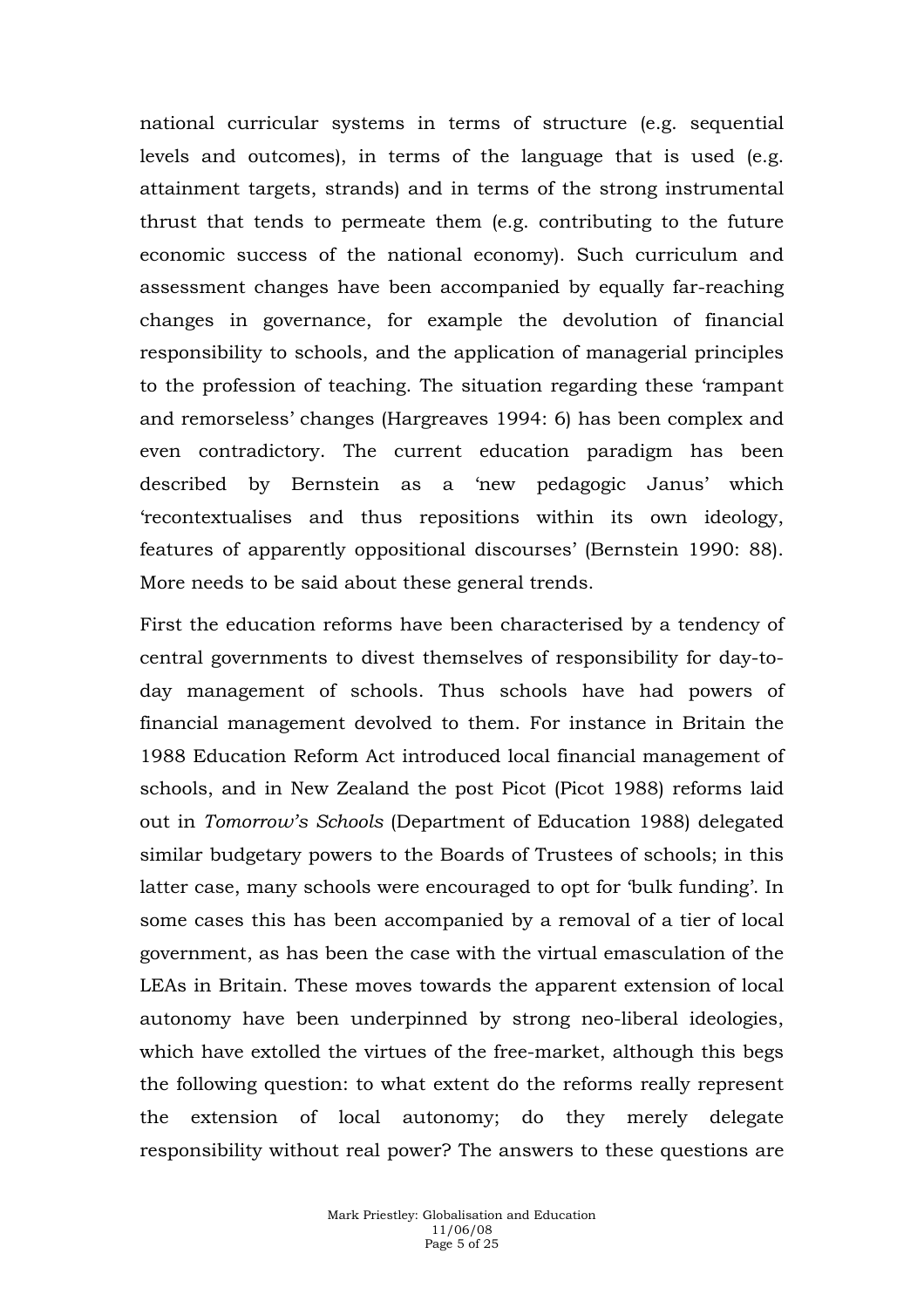national curricular systems in terms of structure (e.g. sequential levels and outcomes), in terms of the language that is used (e.g. attainment targets, strands) and in terms of the strong instrumental thrust that tends to permeate them (e.g. contributing to the future economic success of the national economy). Such curriculum and assessment changes have been accompanied by equally far-reaching changes in governance, for example the devolution of financial responsibility to schools, and the application of managerial principles to the profession of teaching. The situation regarding these 'rampant and remorseless' changes (Hargreaves 1994: 6) has been complex and even contradictory. The current education paradigm has been described by Bernstein as a 'new pedagogic Janus' which 'recontextualises and thus repositions within its own ideology, features of apparently oppositional discourses' (Bernstein 1990: 88). More needs to be said about these general trends.

First the education reforms have been characterised by a tendency of central governments to divest themselves of responsibility for day-to-day management of schools. Thus schools have had powers of financial management devolved to them. For instance in Britain the 1988 Education Reform Act introduced local financial management of schools, and in New Zealand the post Picot (Picot 1988) reforms laid out in *Tomorrow's Schools* (Department of Education 1988) delegated similar budgetary powers to the Boards of Trustees of schools; in this latter case, many schools were encouraged to opt for 'bulk funding'. In some cases this has been accompanied by a removal of a tier of local government, as has been the case with the virtual emasculation of the LEAs in Britain. These moves towards the apparent extension of local autonomy have been underpinned by strong neo-liberal ideologies, which have extolled the virtues of the free-market, although this begs the following question: to what extent do the reforms really represent the extension of local autonomy; do they merely delegate responsibility without real power? The answers to these questions are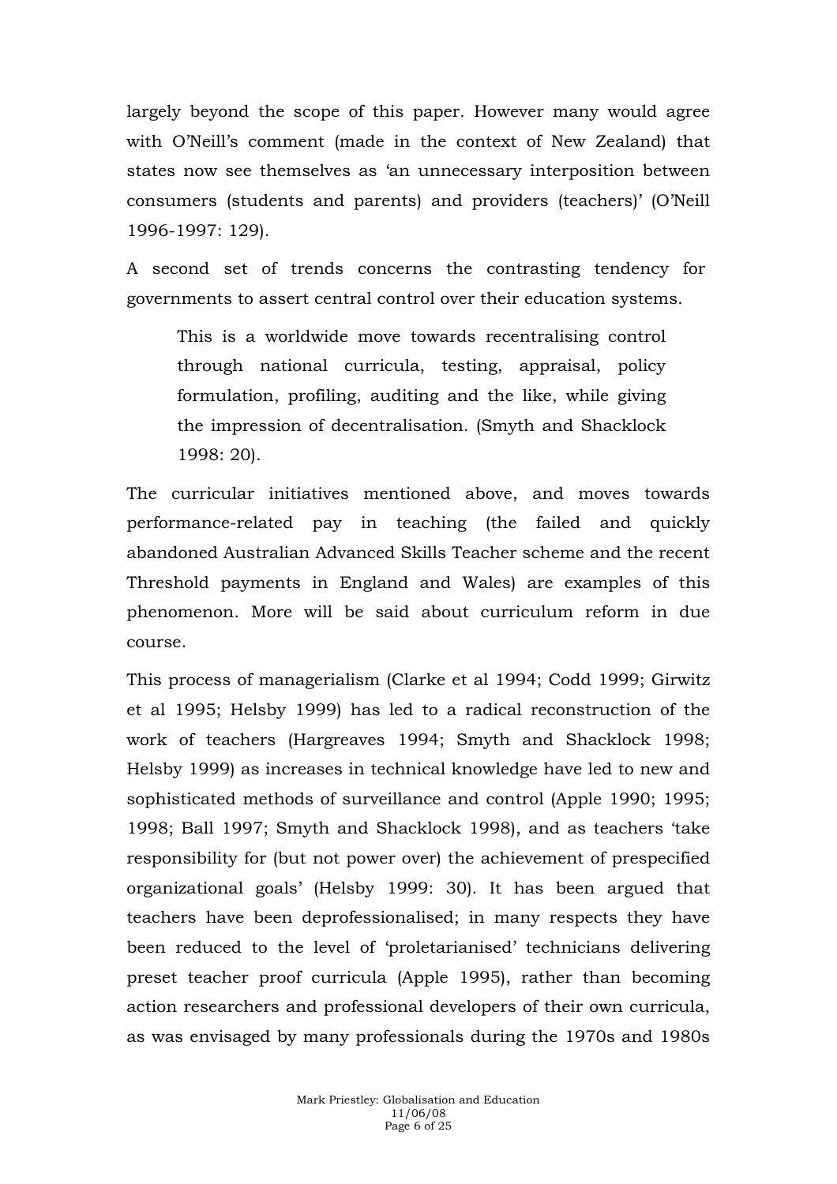largely beyond the scope of this paper. However many would agree with O'Neill's comment (made in the context of New Zealand) that states now see themselves as 'an unnecessary interposition between consumers (students and parents) and providers (teachers)' (O'Neill 1996-1997: 129).

A second set of trends concerns the contrasting tendency for governments to assert central control over their education systems.

> This is a worldwide move towards recentralising control through national curricula, testing, appraisal, policy formulation, profiling, auditing and the like, while giving the impression of decentralisation. (Smyth and Shacklock 1998: 20).

The curricular initiatives mentioned above, and moves towards performance-related pay in teaching (the failed and quickly abandoned Australian Advanced Skills Teacher scheme and the recent Threshold payments in England and Wales) are examples of this phenomenon. More will be said about curriculum reform in due course.

This process of managerialism (Clarke et al 1994; Codd 1999; Girwitz et al 1995; Helsby 1999) has led to a radical reconstruction of the work of teachers (Hargreaves 1994; Smyth and Shacklock 1998; Helsby 1999) as increases in technical knowledge have led to new and sophisticated methods of surveillance and control (Apple 1990; 1995; 1998; Ball 1997; Smyth and Shacklock 1998), and as teachers 'take responsibility for (but not power over) the achievement of prespecified organizational goals' (Helsby 1999: 30). It has been argued that teachers have been deprofessionalised; in many respects they have been reduced to the level of 'proletarianised' technicians delivering preset teacher proof curricula (Apple 1995), rather than becoming action researchers and professional developers of their own curricula, as was envisaged by many professionals during the 1970s and 1980s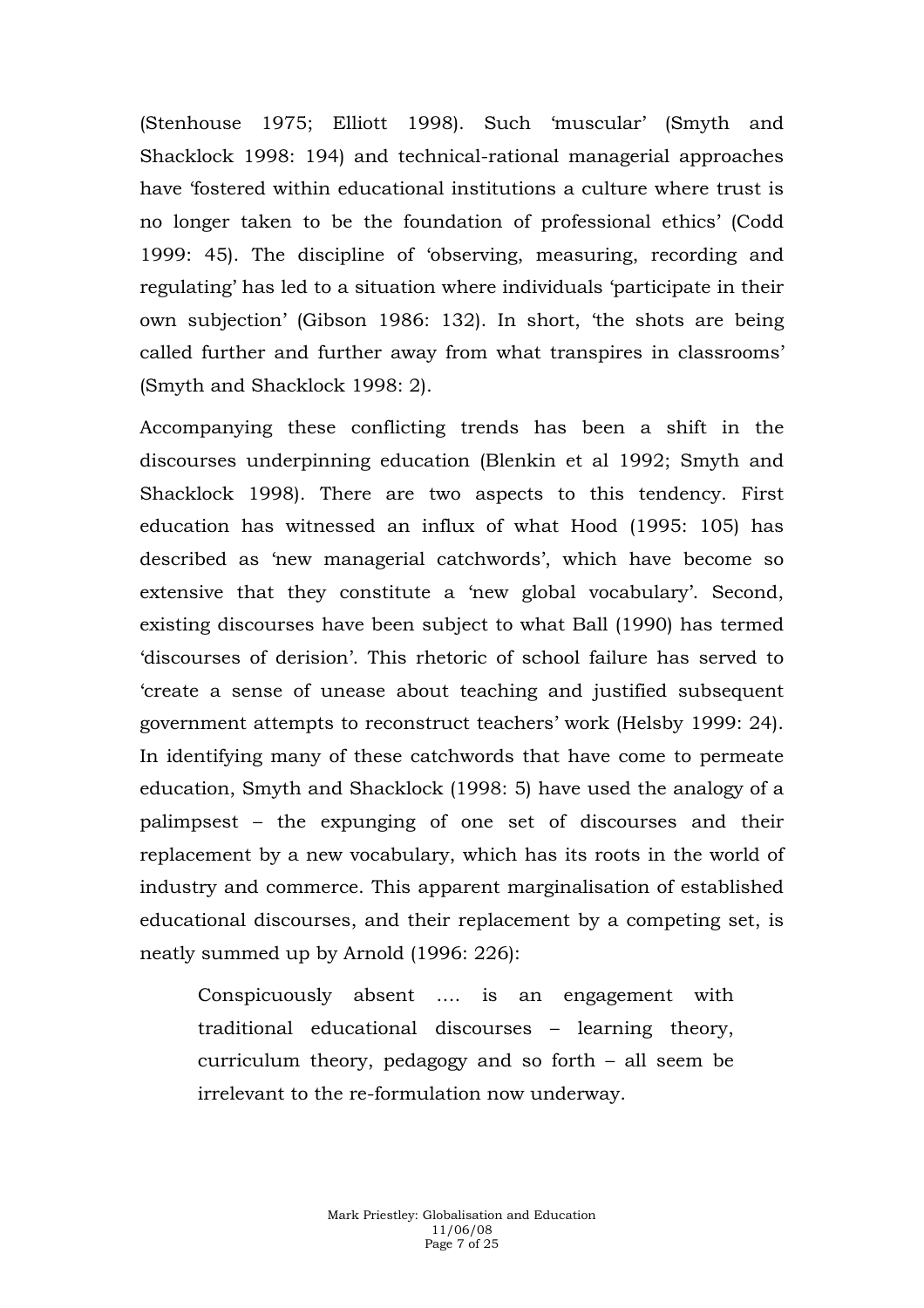(Stenhouse 1975; Elliott 1998). Such 'muscular' (Smyth and Shacklock 1998: 194) and technical-rational managerial approaches have 'fostered within educational institutions a culture where trust is no longer taken to be the foundation of professional ethics' (Codd 1999: 45). The discipline of 'observing, measuring, recording and regulating' has led to a situation where individuals 'participate in their own subjection' (Gibson 1986: 132). In short, 'the shots are being called further and further away from what transpires in classrooms' (Smyth and Shacklock 1998: 2).

Accompanying these conflicting trends has been a shift in the discourses underpinning education (Blenkin et al 1992; Smyth and Shacklock 1998). There are two aspects to this tendency. First education has witnessed an influx of what Hood (1995: 105) has described as 'new managerial catchwords', which have become so extensive that they constitute a 'new global vocabulary'. Second, existing discourses have been subject to what Ball (1990) has termed 'discourses of derision'. This rhetoric of school failure has served to 'create a sense of unease about teaching and justified subsequent government attempts to reconstruct teachers' work (Helsby 1999: 24). In identifying many of these catchwords that have come to permeate education, Smyth and Shacklock (1998: 5) have used the analogy of a palimpsest – the expunging of one set of discourses and their replacement by a new vocabulary, which has its roots in the world of industry and commerce. This apparent marginalisation of established educational discourses, and their replacement by a competing set, is neatly summed up by Arnold (1996: 226):

> Conspicuously absent …. is an engagement with traditional educational discourses – learning theory, curriculum theory, pedagogy and so forth – all seem be irrelevant to the re-formulation now underway.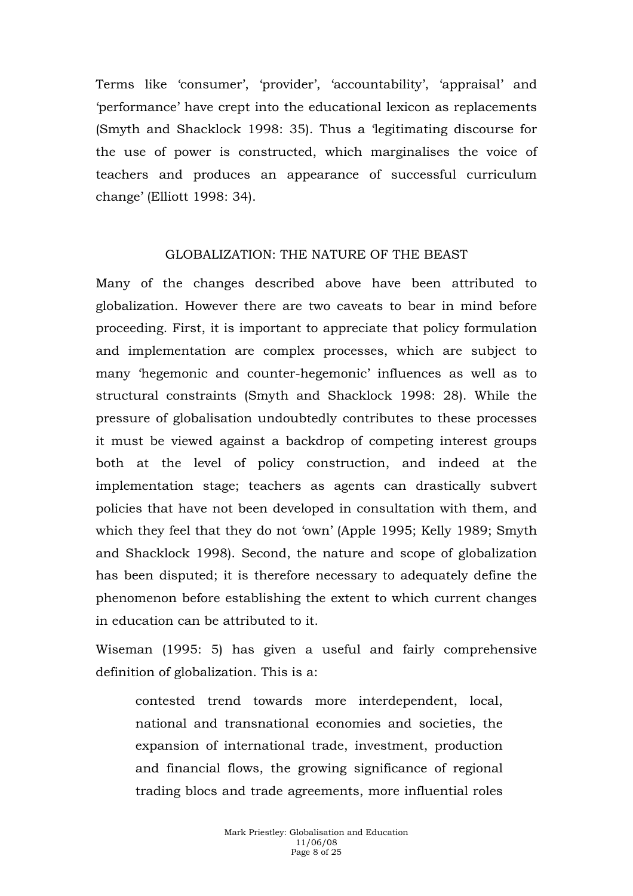Terms like 'consumer', 'provider', 'accountability', 'appraisal' and 'performance' have crept into the educational lexicon as replacements (Smyth and Shacklock 1998: 35). Thus a 'legitimating discourse for the use of power is constructed, which marginalises the voice of teachers and produces an appearance of successful curriculum change' (Elliott 1998: 34).

## GLOBALIZATION: THE NATURE OF THE BEAST

Many of the changes described above have been attributed to globalization. However there are two caveats to bear in mind before proceeding. First, it is important to appreciate that policy formulation and implementation are complex processes, which are subject to many 'hegemonic and counter-hegemonic' influences as well as to structural constraints (Smyth and Shacklock 1998: 28). While the pressure of globalisation undoubtedly contributes to these processes it must be viewed against a backdrop of competing interest groups both at the level of policy construction, and indeed at the implementation stage; teachers as agents can drastically subvert policies that have not been developed in consultation with them, and which they feel that they do not 'own' (Apple 1995; Kelly 1989; Smyth and Shacklock 1998). Second, the nature and scope of globalization has been disputed; it is therefore necessary to adequately define the phenomenon before establishing the extent to which current changes in education can be attributed to it.

Wiseman (1995: 5) has given a useful and fairly comprehensive definition of globalization. This is a:

> contested trend towards more interdependent, local, national and transnational economies and societies, the expansion of international trade, investment, production and financial flows, the growing significance of regional trading blocs and trade agreements, more influential roles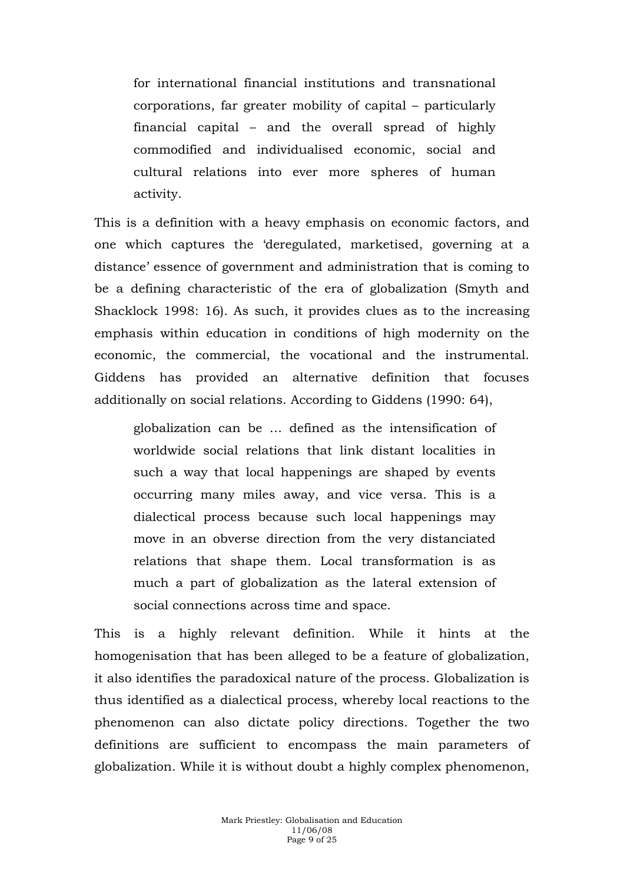> for international financial institutions and transnational corporations, far greater mobility of capital – particularly financial capital – and the overall spread of highly commodified and individualised economic, social and cultural relations into ever more spheres of human activity.

This is a definition with a heavy emphasis on economic factors, and one which captures the 'deregulated, marketised, governing at a distance' essence of government and administration that is coming to be a defining characteristic of the era of globalization (Smyth and Shacklock 1998: 16). As such, it provides clues as to the increasing emphasis within education in conditions of high modernity on the economic, the commercial, the vocational and the instrumental. Giddens has provided an alternative definition that focuses additionally on social relations. According to Giddens (1990: 64),

> globalization can be … defined as the intensification of worldwide social relations that link distant localities in such a way that local happenings are shaped by events occurring many miles away, and vice versa. This is a dialectical process because such local happenings may move in an obverse direction from the very distanciated relations that shape them. Local transformation is as much a part of globalization as the lateral extension of social connections across time and space.

This is a highly relevant definition. While it hints at the homogenisation that has been alleged to be a feature of globalization, it also identifies the paradoxical nature of the process. Globalization is thus identified as a dialectical process, whereby local reactions to the phenomenon can also dictate policy directions. Together the two definitions are sufficient to encompass the main parameters of globalization. While it is without doubt a highly complex phenomenon,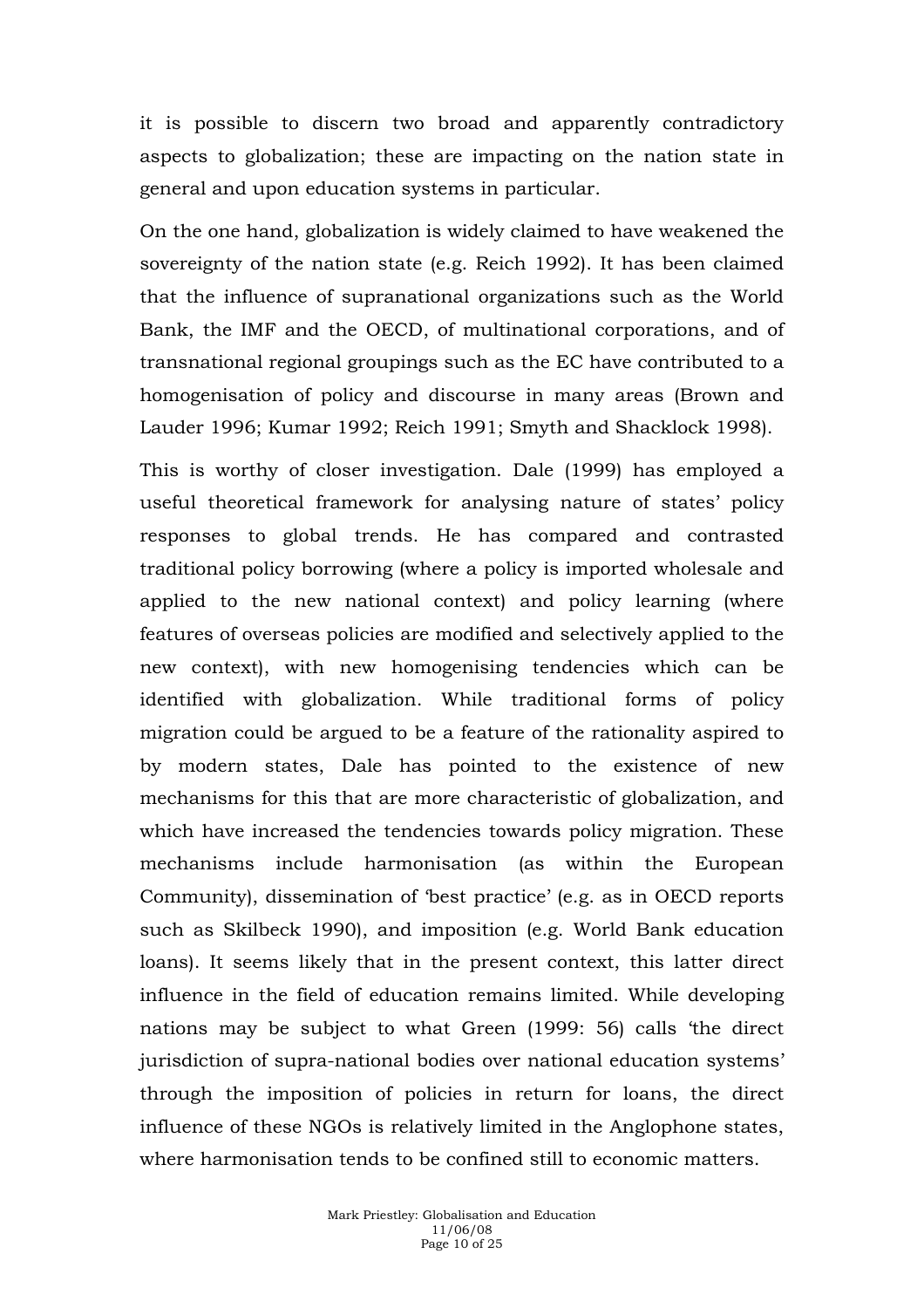it is possible to discern two broad and apparently contradictory aspects to globalization; these are impacting on the nation state in general and upon education systems in particular.

On the one hand, globalization is widely claimed to have weakened the sovereignty of the nation state (e.g. Reich 1992). It has been claimed that the influence of supranational organizations such as the World Bank, the IMF and the OECD, of multinational corporations, and of transnational regional groupings such as the EC have contributed to a homogenisation of policy and discourse in many areas (Brown and Lauder 1996; Kumar 1992; Reich 1991; Smyth and Shacklock 1998).

This is worthy of closer investigation. Dale (1999) has employed a useful theoretical framework for analysing nature of states' policy responses to global trends. He has compared and contrasted traditional policy borrowing (where a policy is imported wholesale and applied to the new national context) and policy learning (where features of overseas policies are modified and selectively applied to the new context), with new homogenising tendencies which can be identified with globalization. While traditional forms of policy migration could be argued to be a feature of the rationality aspired to by modern states, Dale has pointed to the existence of new mechanisms for this that are more characteristic of globalization, and which have increased the tendencies towards policy migration. These mechanisms include harmonisation (as within the European Community), dissemination of 'best practice' (e.g. as in OECD reports such as Skilbeck 1990), and imposition (e.g. World Bank education loans). It seems likely that in the present context, this latter direct influence in the field of education remains limited. While developing nations may be subject to what Green (1999: 56) calls 'the direct jurisdiction of supra-national bodies over national education systems' through the imposition of policies in return for loans, the direct influence of these NGOs is relatively limited in the Anglophone states, where harmonisation tends to be confined still to economic matters.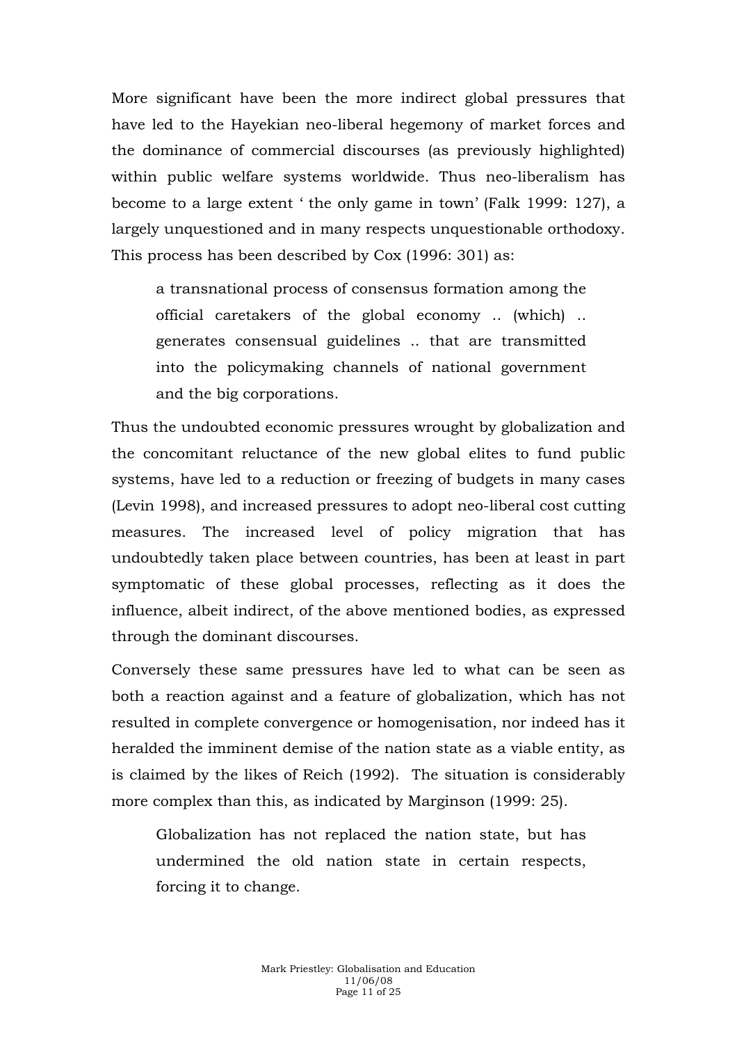More significant have been the more indirect global pressures that have led to the Hayekian neo-liberal hegemony of market forces and the dominance of commercial discourses (as previously highlighted) within public welfare systems worldwide. Thus neo-liberalism has become to a large extent ' the only game in town' (Falk 1999: 127), a largely unquestioned and in many respects unquestionable orthodoxy. This process has been described by Cox (1996: 301) as:

> a transnational process of consensus formation among the official caretakers of the global economy .. (which) .. generates consensual guidelines .. that are transmitted into the policymaking channels of national government and the big corporations.

Thus the undoubted economic pressures wrought by globalization and the concomitant reluctance of the new global elites to fund public systems, have led to a reduction or freezing of budgets in many cases (Levin 1998), and increased pressures to adopt neo-liberal cost cutting measures. The increased level of policy migration that has undoubtedly taken place between countries, has been at least in part symptomatic of these global processes, reflecting as it does the influence, albeit indirect, of the above mentioned bodies, as expressed through the dominant discourses.

Conversely these same pressures have led to what can be seen as both a reaction against and a feature of globalization, which has not resulted in complete convergence or homogenisation, nor indeed has it heralded the imminent demise of the nation state as a viable entity, as is claimed by the likes of Reich (1992). The situation is considerably more complex than this, as indicated by Marginson (1999: 25).

> Globalization has not replaced the nation state, but has undermined the old nation state in certain respects, forcing it to change.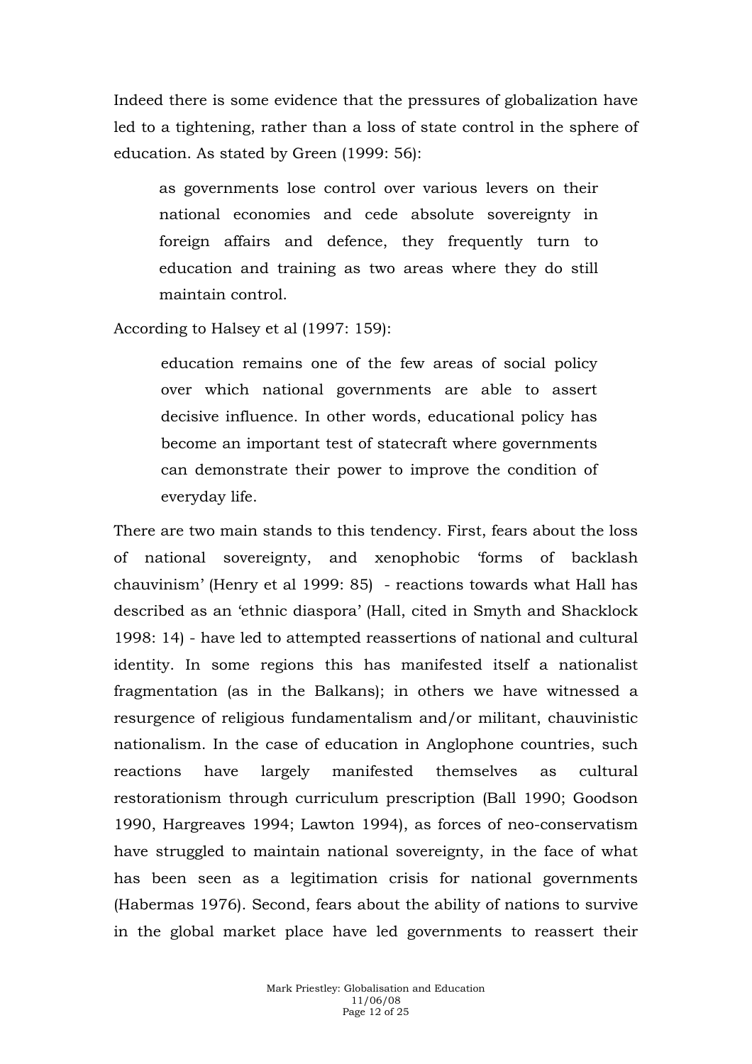Indeed there is some evidence that the pressures of globalization have led to a tightening, rather than a loss of state control in the sphere of education. As stated by Green (1999: 56):

> as governments lose control over various levers on their national economies and cede absolute sovereignty in foreign affairs and defence, they frequently turn to education and training as two areas where they do still maintain control.

According to Halsey et al (1997: 159):

> education remains one of the few areas of social policy over which national governments are able to assert decisive influence. In other words, educational policy has become an important test of statecraft where governments can demonstrate their power to improve the condition of everyday life.

There are two main stands to this tendency. First, fears about the loss of national sovereignty, and xenophobic 'forms of backlash chauvinism' (Henry et al 1999: 85) - reactions towards what Hall has described as an 'ethnic diaspora' (Hall, cited in Smyth and Shacklock 1998: 14) - have led to attempted reassertions of national and cultural identity. In some regions this has manifested itself a nationalist fragmentation (as in the Balkans); in others we have witnessed a resurgence of religious fundamentalism and/or militant, chauvinistic nationalism. In the case of education in Anglophone countries, such reactions have largely manifested themselves as cultural restorationism through curriculum prescription (Ball 1990; Goodson 1990, Hargreaves 1994; Lawton 1994), as forces of neo-conservatism have struggled to maintain national sovereignty, in the face of what has been seen as a legitimation crisis for national governments (Habermas 1976). Second, fears about the ability of nations to survive in the global market place have led governments to reassert their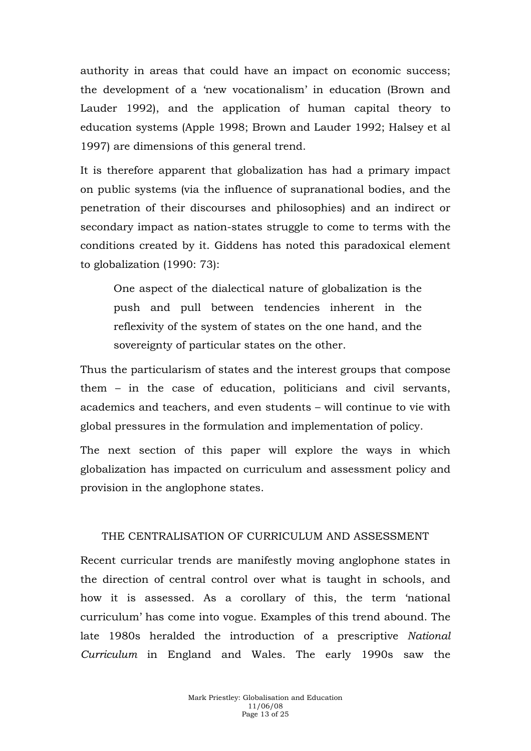authority in areas that could have an impact on economic success; the development of a 'new vocationalism' in education (Brown and Lauder 1992), and the application of human capital theory to education systems (Apple 1998; Brown and Lauder 1992; Halsey et al 1997) are dimensions of this general trend.

It is therefore apparent that globalization has had a primary impact on public systems (via the influence of supranational bodies, and the penetration of their discourses and philosophies) and an indirect or secondary impact as nation-states struggle to come to terms with the conditions created by it. Giddens has noted this paradoxical element to globalization (1990: 73):

> One aspect of the dialectical nature of globalization is the push and pull between tendencies inherent in the reflexivity of the system of states on the one hand, and the sovereignty of particular states on the other.

Thus the particularism of states and the interest groups that compose them – in the case of education, politicians and civil servants, academics and teachers, and even students – will continue to vie with global pressures in the formulation and implementation of policy.

The next section of this paper will explore the ways in which globalization has impacted on curriculum and assessment policy and provision in the anglophone states.

## THE CENTRALISATION OF CURRICULUM AND ASSESSMENT

Recent curricular trends are manifestly moving anglophone states in the direction of central control over what is taught in schools, and how it is assessed. As a corollary of this, the term 'national curriculum' has come into vogue. Examples of this trend abound. The late 1980s heralded the introduction of a prescriptive *National Curriculum* in England and Wales. The early 1990s saw the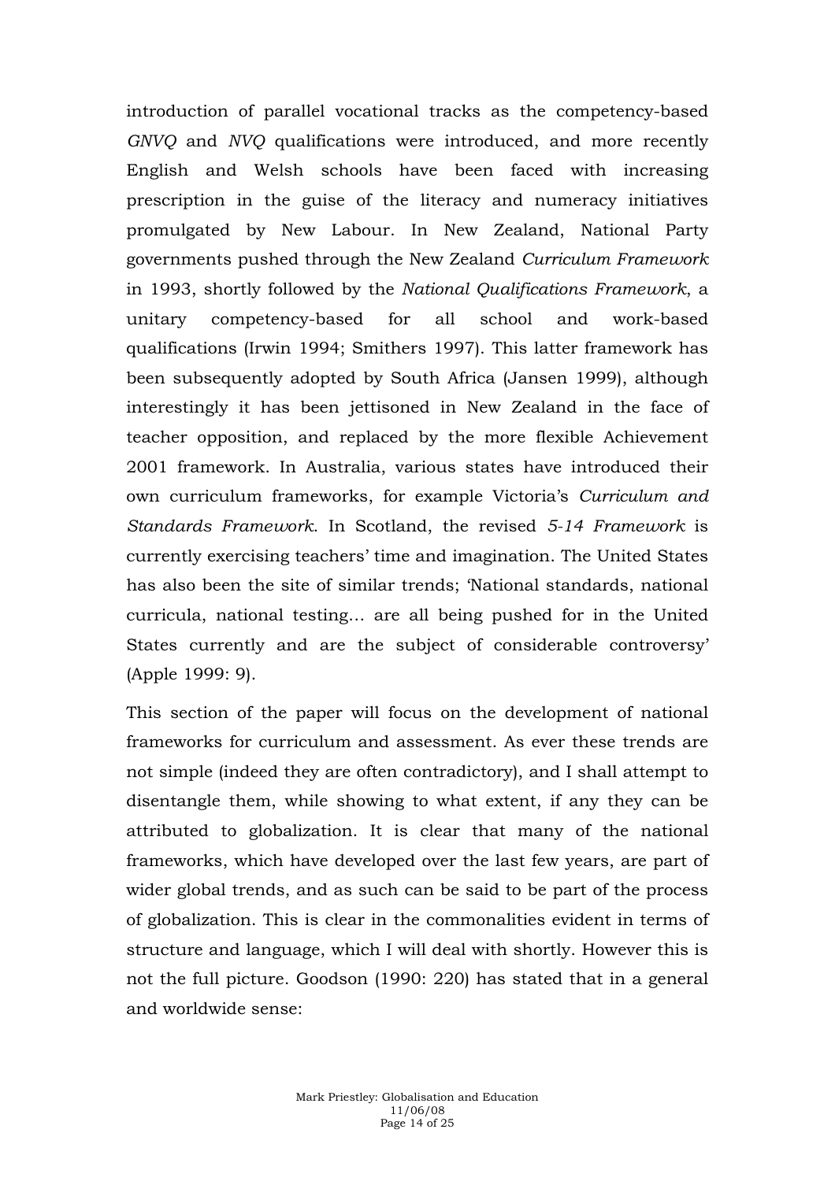introduction of parallel vocational tracks as the competency-based *GNVQ* and *NVQ* qualifications were introduced, and more recently English and Welsh schools have been faced with increasing prescription in the guise of the literacy and numeracy initiatives promulgated by New Labour. In New Zealand, National Party governments pushed through the New Zealand *Curriculum Framework* in 1993, shortly followed by the *National Qualifications Framework*, a unitary competency-based for all school and work-based qualifications (Irwin 1994; Smithers 1997). This latter framework has been subsequently adopted by South Africa (Jansen 1999), although interestingly it has been jettisoned in New Zealand in the face of teacher opposition, and replaced by the more flexible Achievement 2001 framework. In Australia, various states have introduced their own curriculum frameworks, for example Victoria's *Curriculum and Standards Framework*. In Scotland, the revised *5-14 Framework* is currently exercising teachers' time and imagination. The United States has also been the site of similar trends; 'National standards, national curricula, national testing… are all being pushed for in the United States currently and are the subject of considerable controversy' (Apple 1999: 9).

This section of the paper will focus on the development of national frameworks for curriculum and assessment. As ever these trends are not simple (indeed they are often contradictory), and I shall attempt to disentangle them, while showing to what extent, if any they can be attributed to globalization. It is clear that many of the national frameworks, which have developed over the last few years, are part of wider global trends, and as such can be said to be part of the process of globalization. This is clear in the commonalities evident in terms of structure and language, which I will deal with shortly. However this is not the full picture. Goodson (1990: 220) has stated that in a general and worldwide sense: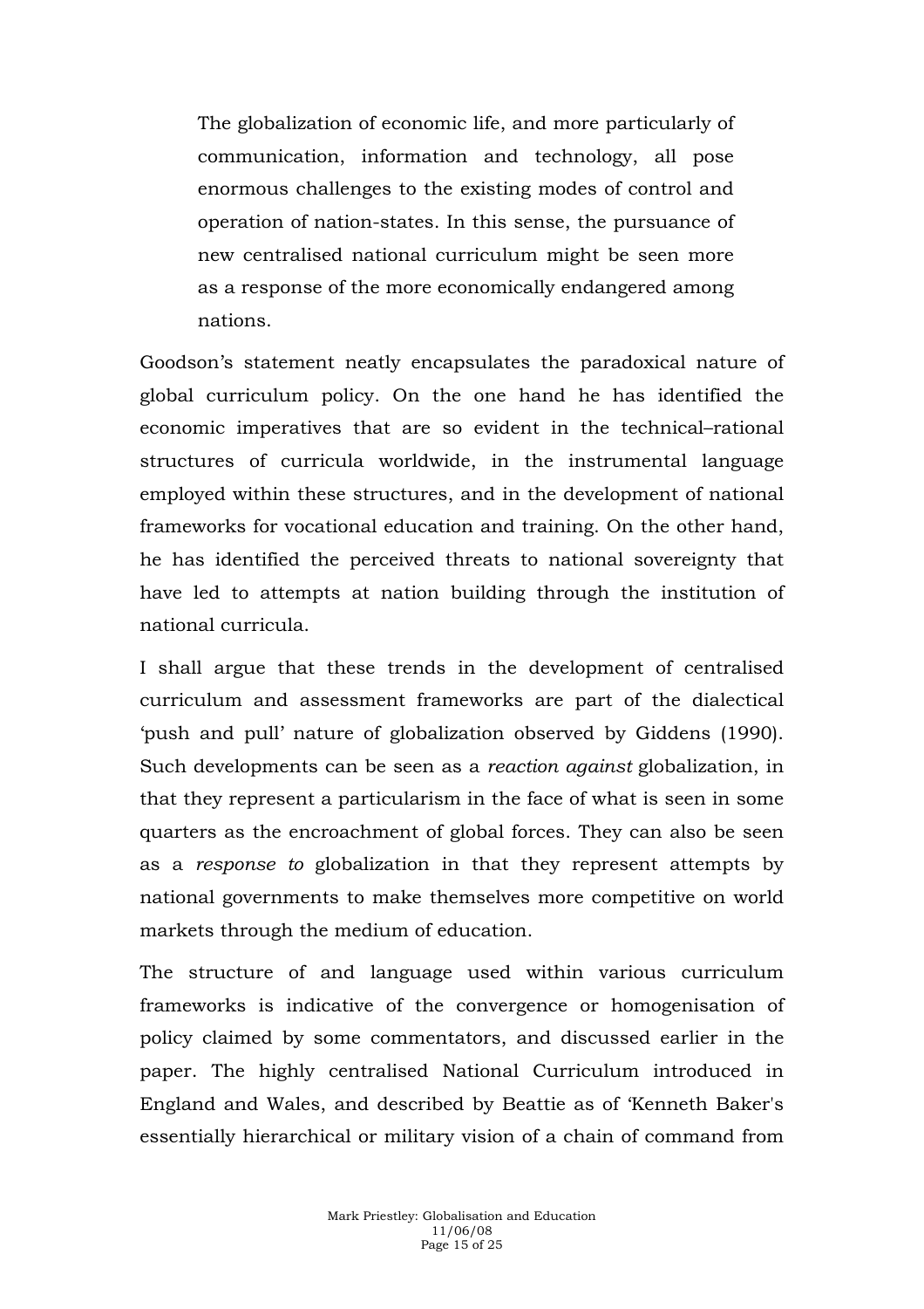> The globalization of economic life, and more particularly of communication, information and technology, all pose enormous challenges to the existing modes of control and operation of nation-states. In this sense, the pursuance of new centralised national curriculum might be seen more as a response of the more economically endangered among nations.

Goodson's statement neatly encapsulates the paradoxical nature of global curriculum policy. On the one hand he has identified the economic imperatives that are so evident in the technical–rational structures of curricula worldwide, in the instrumental language employed within these structures, and in the development of national frameworks for vocational education and training. On the other hand, he has identified the perceived threats to national sovereignty that have led to attempts at nation building through the institution of national curricula.

I shall argue that these trends in the development of centralised curriculum and assessment frameworks are part of the dialectical 'push and pull' nature of globalization observed by Giddens (1990). Such developments can be seen as a *reaction against* globalization, in that they represent a particularism in the face of what is seen in some quarters as the encroachment of global forces. They can also be seen as a *response to* globalization in that they represent attempts by national governments to make themselves more competitive on world markets through the medium of education.

The structure of and language used within various curriculum frameworks is indicative of the convergence or homogenisation of policy claimed by some commentators, and discussed earlier in the paper. The highly centralised National Curriculum introduced in England and Wales, and described by Beattie as of 'Kenneth Baker's essentially hierarchical or military vision of a chain of command from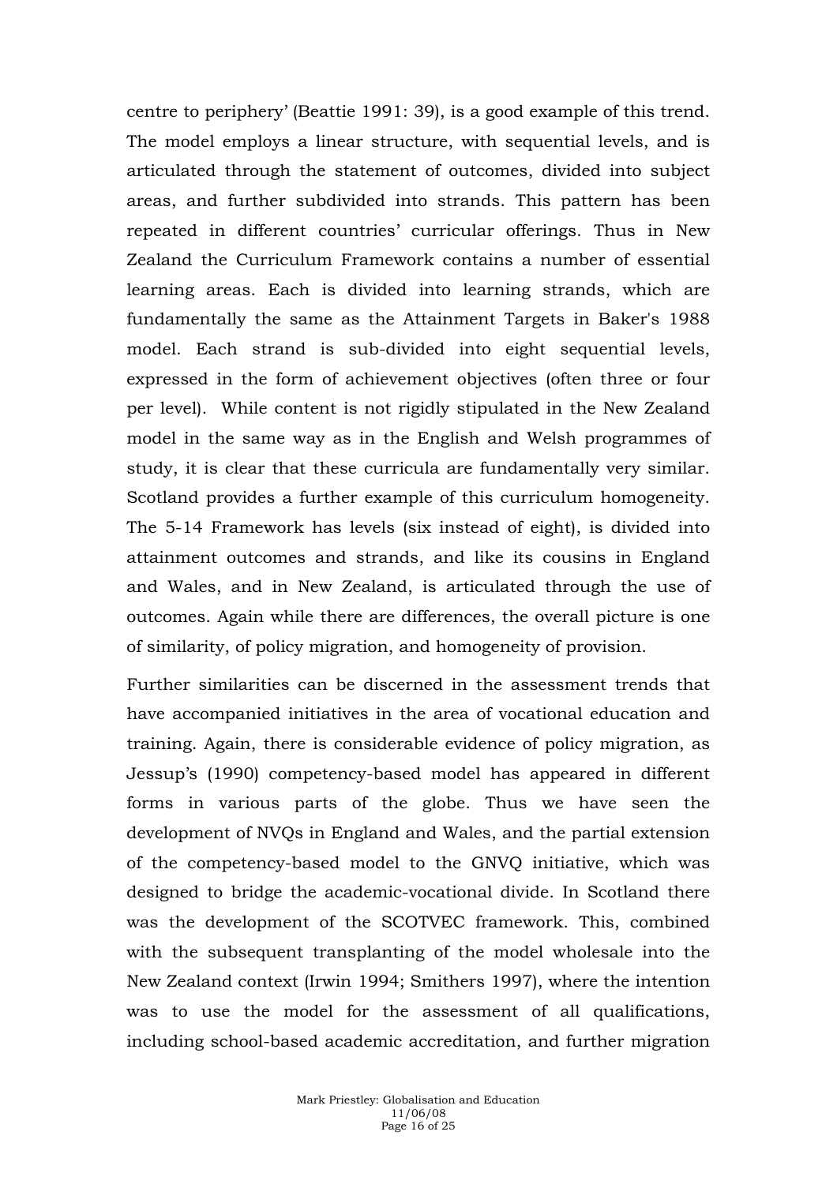centre to periphery' (Beattie 1991: 39), is a good example of this trend. The model employs a linear structure, with sequential levels, and is articulated through the statement of outcomes, divided into subject areas, and further subdivided into strands. This pattern has been repeated in different countries' curricular offerings. Thus in New Zealand the Curriculum Framework contains a number of essential learning areas. Each is divided into learning strands, which are fundamentally the same as the Attainment Targets in Baker's 1988 model. Each strand is sub-divided into eight sequential levels, expressed in the form of achievement objectives (often three or four per level). While content is not rigidly stipulated in the New Zealand model in the same way as in the English and Welsh programmes of study, it is clear that these curricula are fundamentally very similar. Scotland provides a further example of this curriculum homogeneity. The 5-14 Framework has levels (six instead of eight), is divided into attainment outcomes and strands, and like its cousins in England and Wales, and in New Zealand, is articulated through the use of outcomes. Again while there are differences, the overall picture is one of similarity, of policy migration, and homogeneity of provision.

Further similarities can be discerned in the assessment trends that have accompanied initiatives in the area of vocational education and training. Again, there is considerable evidence of policy migration, as Jessup's (1990) competency-based model has appeared in different forms in various parts of the globe. Thus we have seen the development of NVQs in England and Wales, and the partial extension of the competency-based model to the GNVQ initiative, which was designed to bridge the academic-vocational divide. In Scotland there was the development of the SCOTVEC framework. This, combined with the subsequent transplanting of the model wholesale into the New Zealand context (Irwin 1994; Smithers 1997), where the intention was to use the model for the assessment of all qualifications, including school-based academic accreditation, and further migration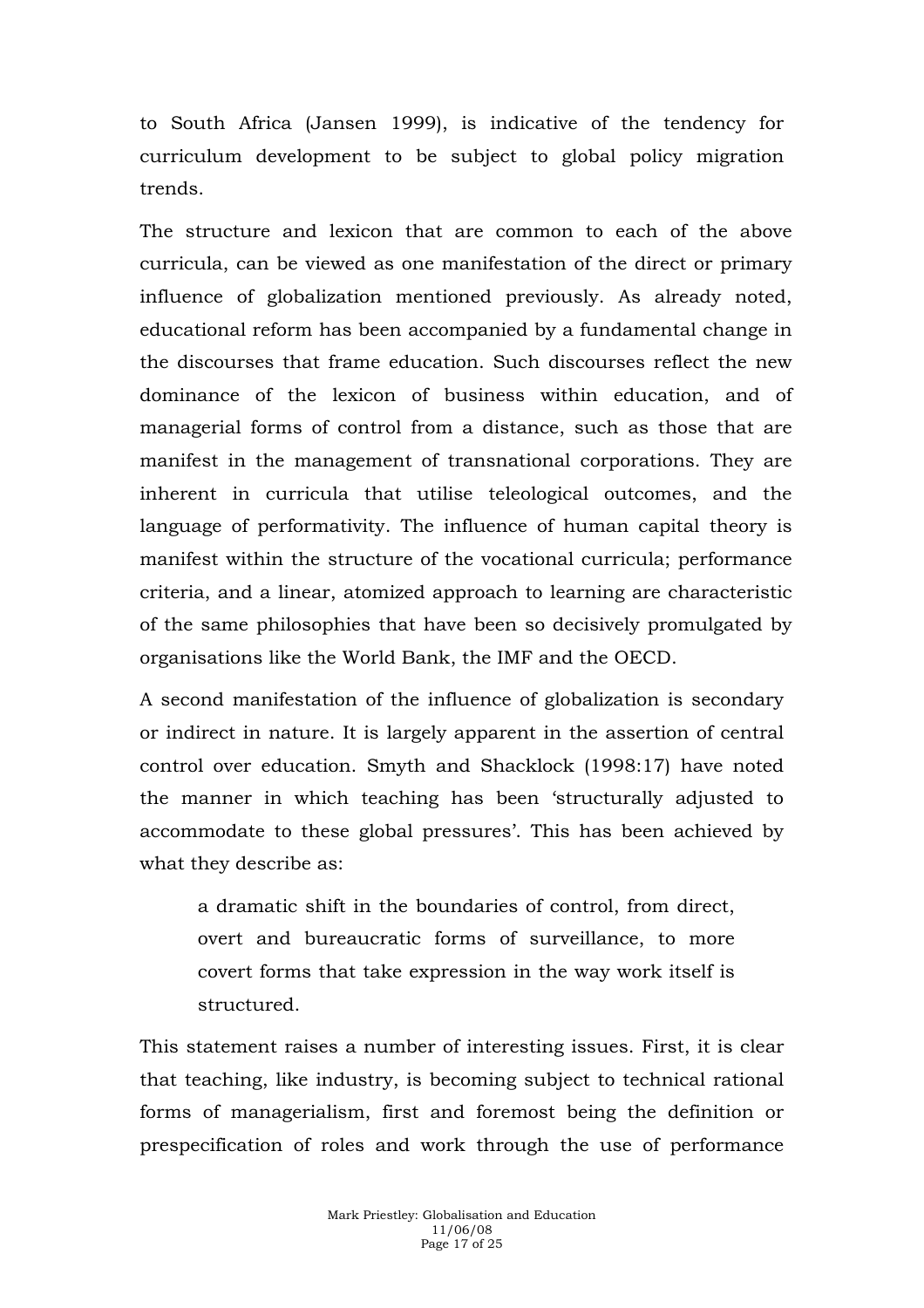to South Africa (Jansen 1999), is indicative of the tendency for curriculum development to be subject to global policy migration trends.

The structure and lexicon that are common to each of the above curricula, can be viewed as one manifestation of the direct or primary influence of globalization mentioned previously. As already noted, educational reform has been accompanied by a fundamental change in the discourses that frame education. Such discourses reflect the new dominance of the lexicon of business within education, and of managerial forms of control from a distance, such as those that are manifest in the management of transnational corporations. They are inherent in curricula that utilise teleological outcomes, and the language of performativity. The influence of human capital theory is manifest within the structure of the vocational curricula; performance criteria, and a linear, atomized approach to learning are characteristic of the same philosophies that have been so decisively promulgated by organisations like the World Bank, the IMF and the OECD.

A second manifestation of the influence of globalization is secondary or indirect in nature. It is largely apparent in the assertion of central control over education. Smyth and Shacklock (1998:17) have noted the manner in which teaching has been 'structurally adjusted to accommodate to these global pressures'. This has been achieved by what they describe as:

> a dramatic shift in the boundaries of control, from direct, overt and bureaucratic forms of surveillance, to more covert forms that take expression in the way work itself is structured.

This statement raises a number of interesting issues. First, it is clear that teaching, like industry, is becoming subject to technical rational forms of managerialism, first and foremost being the definition or prespecification of roles and work through the use of performance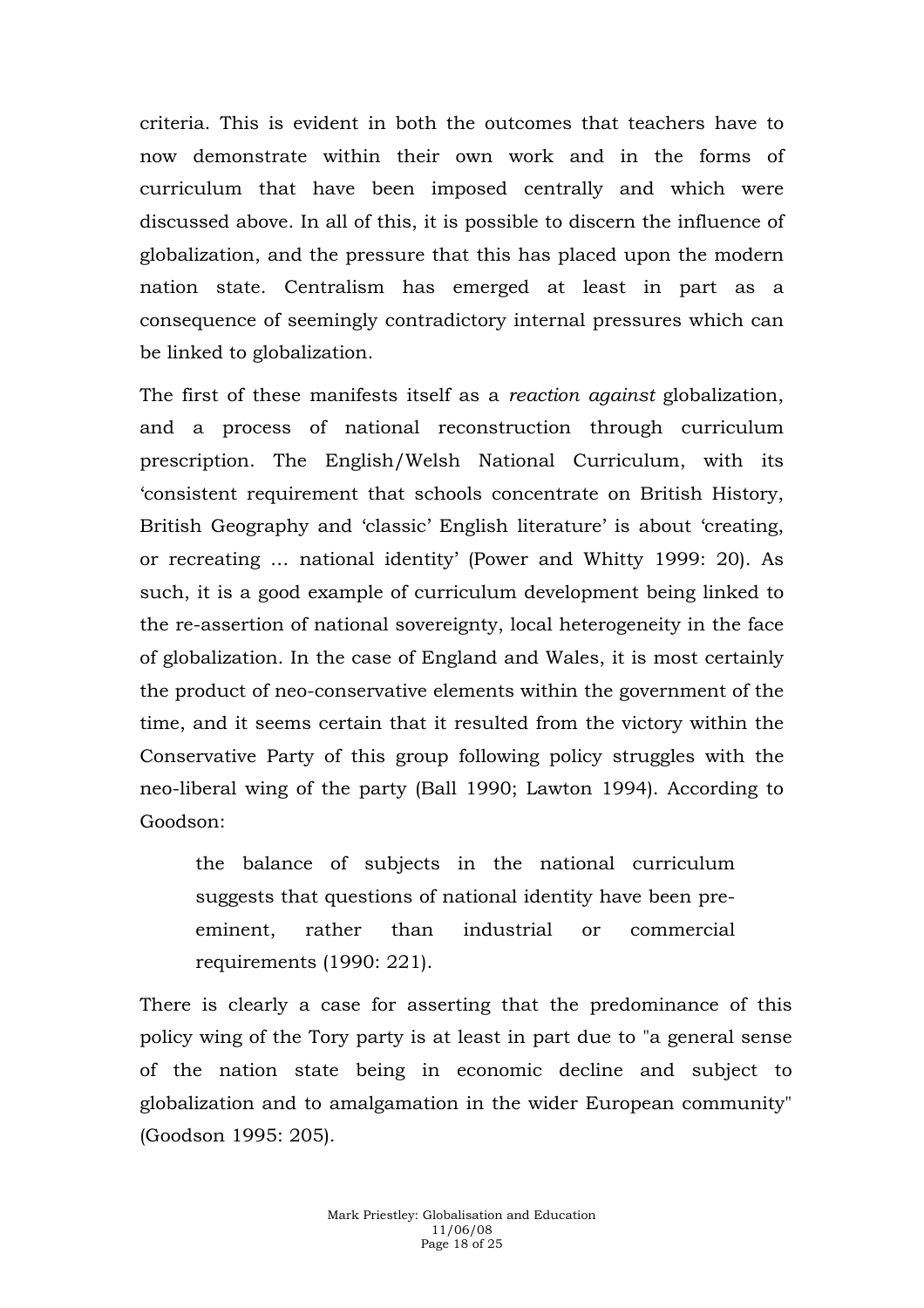criteria. This is evident in both the outcomes that teachers have to now demonstrate within their own work and in the forms of curriculum that have been imposed centrally and which were discussed above. In all of this, it is possible to discern the influence of globalization, and the pressure that this has placed upon the modern nation state. Centralism has emerged at least in part as a consequence of seemingly contradictory internal pressures which can be linked to globalization.

The first of these manifests itself as a *reaction against* globalization, and a process of national reconstruction through curriculum prescription. The English/Welsh National Curriculum, with its 'consistent requirement that schools concentrate on British History, British Geography and 'classic' English literature' is about 'creating, or recreating … national identity' (Power and Whitty 1999: 20). As such, it is a good example of curriculum development being linked to the re-assertion of national sovereignty, local heterogeneity in the face of globalization. In the case of England and Wales, it is most certainly the product of neo-conservative elements within the government of the time, and it seems certain that it resulted from the victory within the Conservative Party of this group following policy struggles with the neo-liberal wing of the party (Ball 1990; Lawton 1994). According to Goodson:

> the balance of subjects in the national curriculum suggests that questions of national identity have been pre-eminent, rather than industrial or commercial requirements (1990: 221).

There is clearly a case for asserting that the predominance of this policy wing of the Tory party is at least in part due to "a general sense of the nation state being in economic decline and subject to globalization and to amalgamation in the wider European community" (Goodson 1995: 205).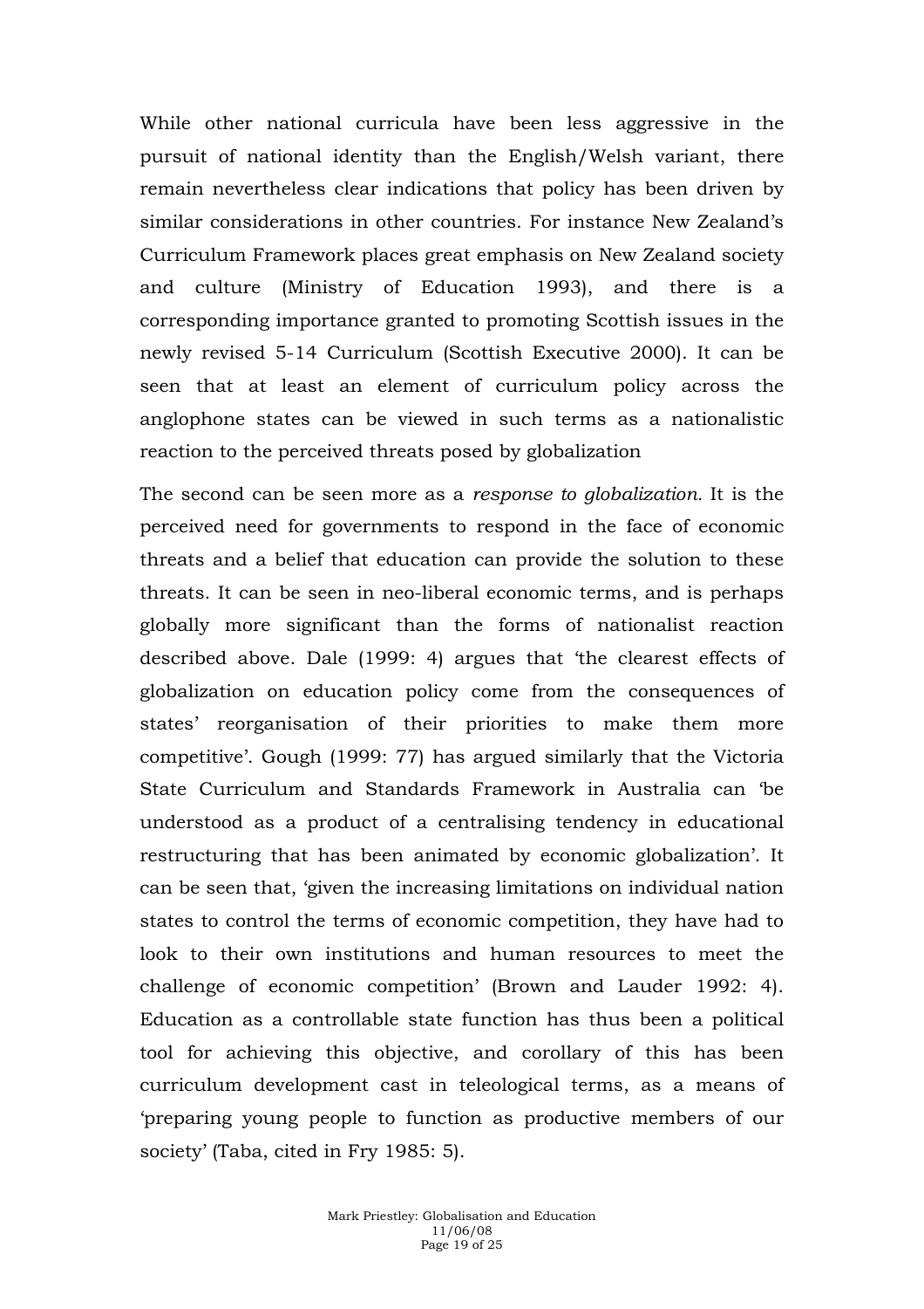While other national curricula have been less aggressive in the pursuit of national identity than the English/Welsh variant, there remain nevertheless clear indications that policy has been driven by similar considerations in other countries. For instance New Zealand's Curriculum Framework places great emphasis on New Zealand society and culture (Ministry of Education 1993), and there is a corresponding importance granted to promoting Scottish issues in the newly revised 5-14 Curriculum (Scottish Executive 2000). It can be seen that at least an element of curriculum policy across the anglophone states can be viewed in such terms as a nationalistic reaction to the perceived threats posed by globalization

The second can be seen more as a *response to globalization.* It is the perceived need for governments to respond in the face of economic threats and a belief that education can provide the solution to these threats. It can be seen in neo-liberal economic terms, and is perhaps globally more significant than the forms of nationalist reaction described above. Dale (1999: 4) argues that 'the clearest effects of globalization on education policy come from the consequences of states' reorganisation of their priorities to make them more competitive'. Gough (1999: 77) has argued similarly that the Victoria State Curriculum and Standards Framework in Australia can 'be understood as a product of a centralising tendency in educational restructuring that has been animated by economic globalization'. It can be seen that, 'given the increasing limitations on individual nation states to control the terms of economic competition, they have had to look to their own institutions and human resources to meet the challenge of economic competition' (Brown and Lauder 1992: 4). Education as a controllable state function has thus been a political tool for achieving this objective, and corollary of this has been curriculum development cast in teleological terms, as a means of 'preparing young people to function as productive members of our society' (Taba, cited in Fry 1985: 5).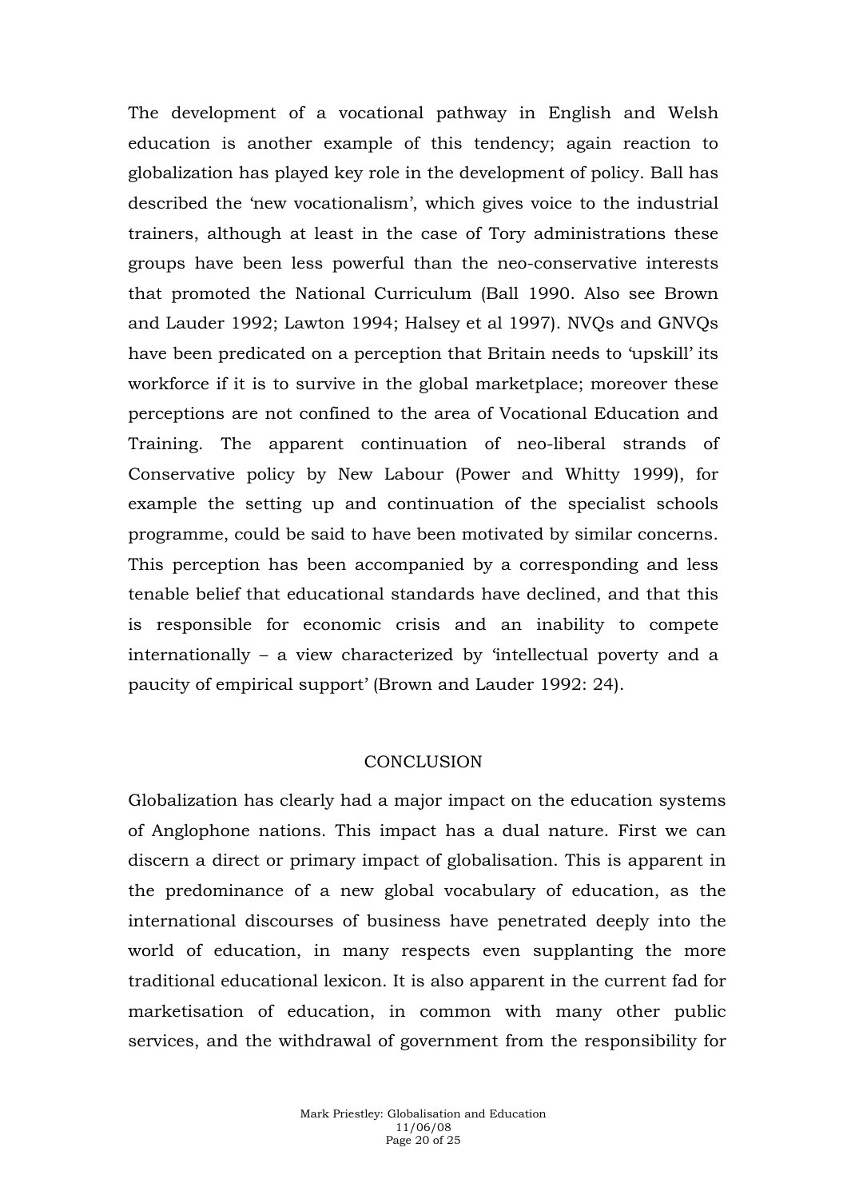The development of a vocational pathway in English and Welsh education is another example of this tendency; again reaction to globalization has played key role in the development of policy. Ball has described the 'new vocationalism', which gives voice to the industrial trainers, although at least in the case of Tory administrations these groups have been less powerful than the neo-conservative interests that promoted the National Curriculum (Ball 1990. Also see Brown and Lauder 1992; Lawton 1994; Halsey et al 1997). NVQs and GNVQs have been predicated on a perception that Britain needs to 'upskill' its workforce if it is to survive in the global marketplace; moreover these perceptions are not confined to the area of Vocational Education and Training. The apparent continuation of neo-liberal strands of Conservative policy by New Labour (Power and Whitty 1999), for example the setting up and continuation of the specialist schools programme, could be said to have been motivated by similar concerns. This perception has been accompanied by a corresponding and less tenable belief that educational standards have declined, and that this is responsible for economic crisis and an inability to compete internationally – a view characterized by 'intellectual poverty and a paucity of empirical support' (Brown and Lauder 1992: 24).

## CONCLUSION

Globalization has clearly had a major impact on the education systems of Anglophone nations. This impact has a dual nature. First we can discern a direct or primary impact of globalisation. This is apparent in the predominance of a new global vocabulary of education, as the international discourses of business have penetrated deeply into the world of education, in many respects even supplanting the more traditional educational lexicon. It is also apparent in the current fad for marketisation of education, in common with many other public services, and the withdrawal of government from the responsibility for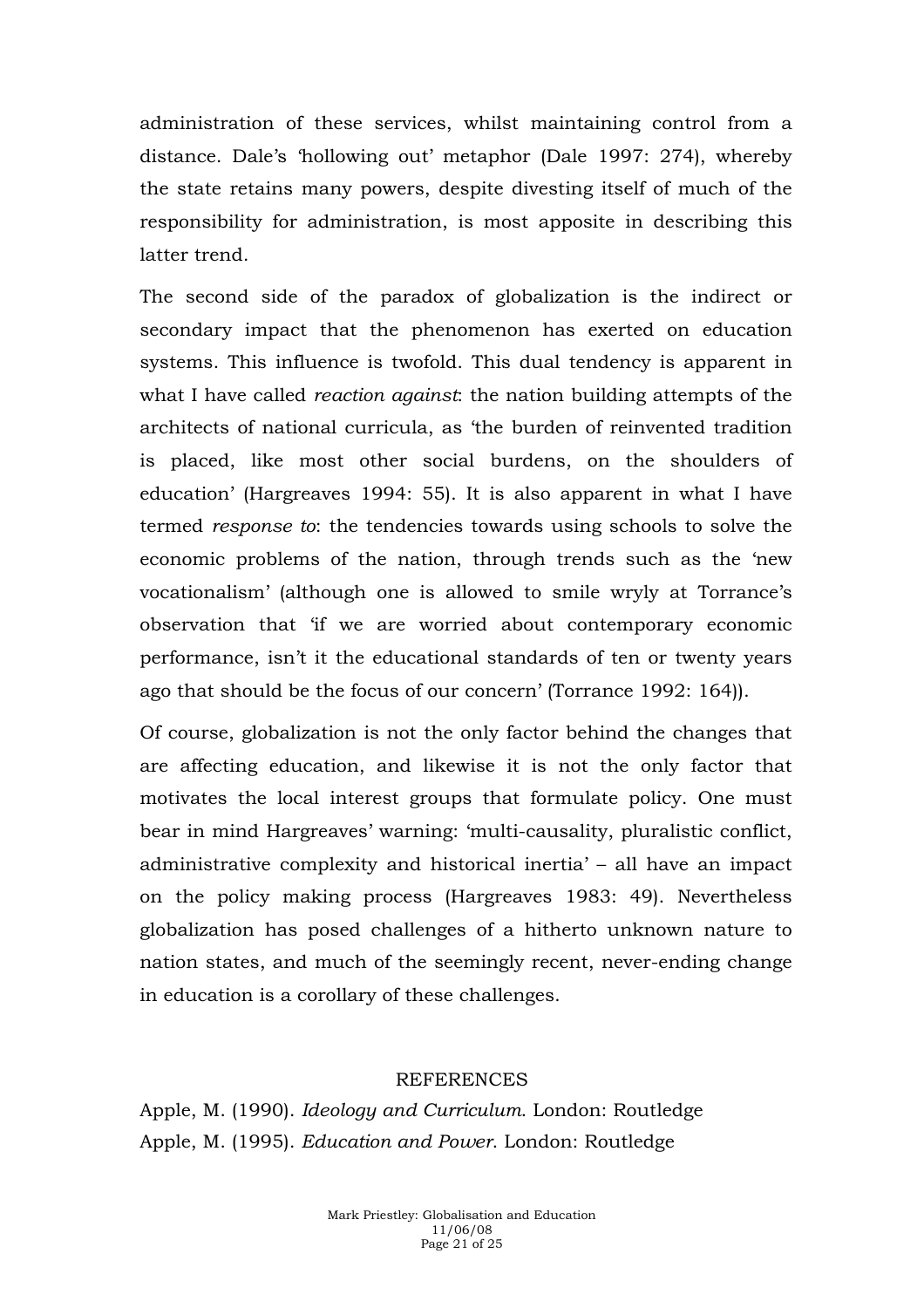administration of these services, whilst maintaining control from a distance. Dale's 'hollowing out' metaphor (Dale 1997: 274), whereby the state retains many powers, despite divesting itself of much of the responsibility for administration, is most apposite in describing this latter trend.

The second side of the paradox of globalization is the indirect or secondary impact that the phenomenon has exerted on education systems. This influence is twofold. This dual tendency is apparent in what I have called *reaction against*: the nation building attempts of the architects of national curricula, as 'the burden of reinvented tradition is placed, like most other social burdens, on the shoulders of education' (Hargreaves 1994: 55). It is also apparent in what I have termed *response to*: the tendencies towards using schools to solve the economic problems of the nation, through trends such as the 'new vocationalism' (although one is allowed to smile wryly at Torrance's observation that 'if we are worried about contemporary economic performance, isn't it the educational standards of ten or twenty years ago that should be the focus of our concern' (Torrance 1992: 164)).

Of course, globalization is not the only factor behind the changes that are affecting education, and likewise it is not the only factor that motivates the local interest groups that formulate policy. One must bear in mind Hargreaves' warning: 'multi-causality, pluralistic conflict, administrative complexity and historical inertia' – all have an impact on the policy making process (Hargreaves 1983: 49). Nevertheless globalization has posed challenges of a hitherto unknown nature to nation states, and much of the seemingly recent, never-ending change in education is a corollary of these challenges.

## REFERENCES

Apple, M. (1990). *Ideology and Curriculum*. London: Routledge

Apple, M. (1995). *Education and Power*. London: Routledge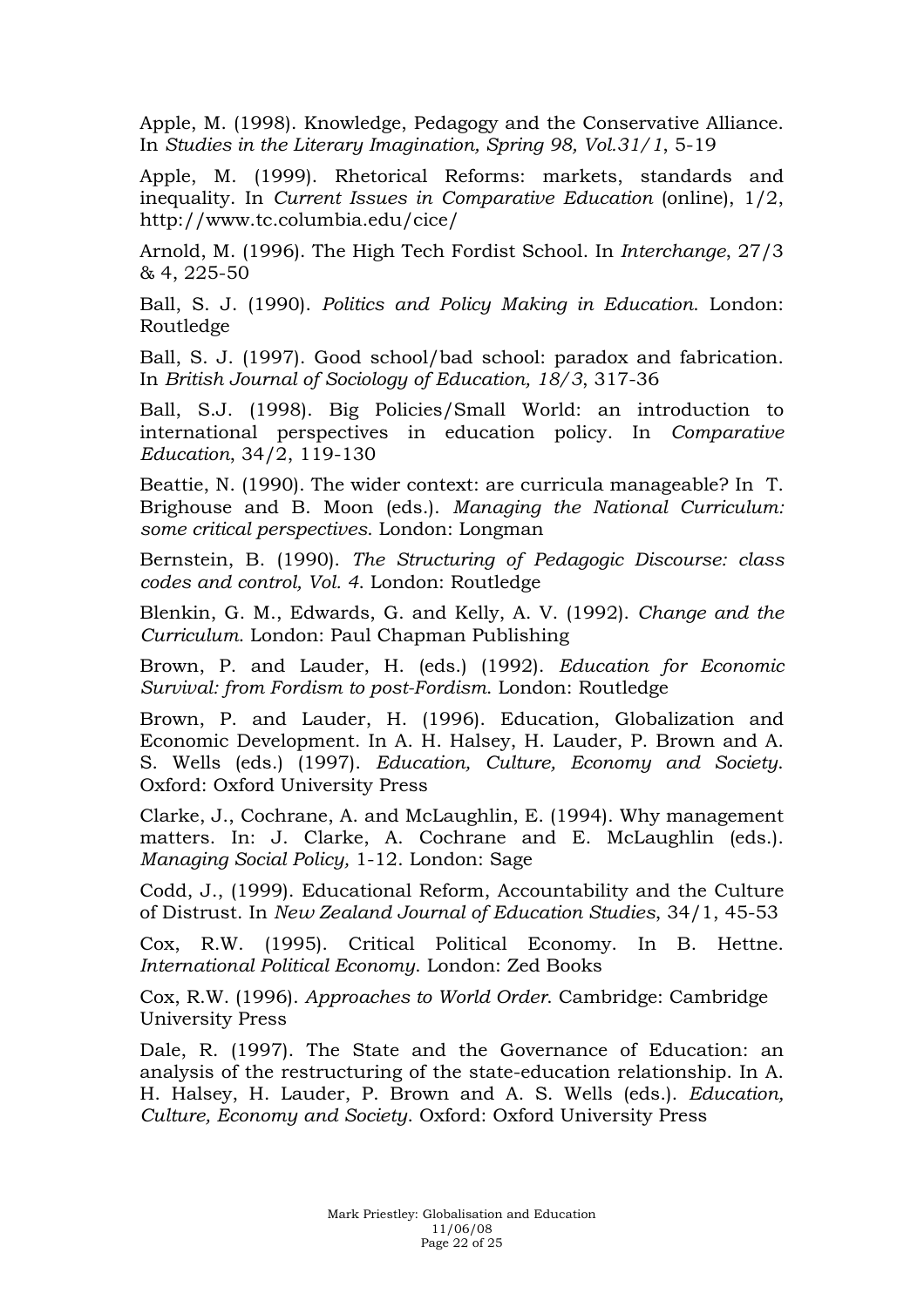Apple, M. (1998). Knowledge, Pedagogy and the Conservative Alliance. In *Studies in the Literary Imagination, Spring 98, Vol.31/1*, 5-19

Apple, M. (1999). Rhetorical Reforms: markets, standards and inequality. In *Current Issues in Comparative Education* (online), 1/2, http://www.tc.columbia.edu/cice/

Arnold, M. (1996). The High Tech Fordist School. In *Interchange*, 27/3 & 4, 225-50

Ball, S. J. (1990). *Politics and Policy Making in Education*. London: Routledge

Ball, S. J. (1997). Good school/bad school: paradox and fabrication. In *British Journal of Sociology of Education, 18/3*, 317-36

Ball, S.J. (1998). Big Policies/Small World: an introduction to international perspectives in education policy. In *Comparative Education*, 34/2, 119-130

Beattie, N. (1990). The wider context: are curricula manageable? In T. Brighouse and B. Moon (eds.). *Managing the National Curriculum: some critical perspectives*. London: Longman

Bernstein, B. (1990). *The Structuring of Pedagogic Discourse: class codes and control, Vol. 4*. London: Routledge

Blenkin, G. M., Edwards, G. and Kelly, A. V. (1992). *Change and the Curriculum*. London: Paul Chapman Publishing

Brown, P. and Lauder, H. (eds.) (1992). *Education for Economic Survival: from Fordism to post-Fordism*. London: Routledge

Brown, P. and Lauder, H. (1996). Education, Globalization and Economic Development. In A. H. Halsey, H. Lauder, P. Brown and A. S. Wells (eds.) (1997). *Education, Culture, Economy and Society*. Oxford: Oxford University Press

Clarke, J., Cochrane, A. and McLaughlin, E. (1994). Why management matters. In: J. Clarke, A. Cochrane and E. McLaughlin (eds.). *Managing Social Policy,* 1-12. London: Sage

Codd, J., (1999). Educational Reform, Accountability and the Culture of Distrust. In *New Zealand Journal of Education Studies*, 34/1, 45-53

Cox, R.W. (1995). Critical Political Economy. In B. Hettne. *International Political Economy*. London: Zed Books

Cox, R.W. (1996). *Approaches to World Order*. Cambridge: Cambridge University Press

Dale, R. (1997). The State and the Governance of Education: an analysis of the restructuring of the state-education relationship. In A. H. Halsey, H. Lauder, P. Brown and A. S. Wells (eds.). *Education, Culture, Economy and Society*. Oxford: Oxford University Press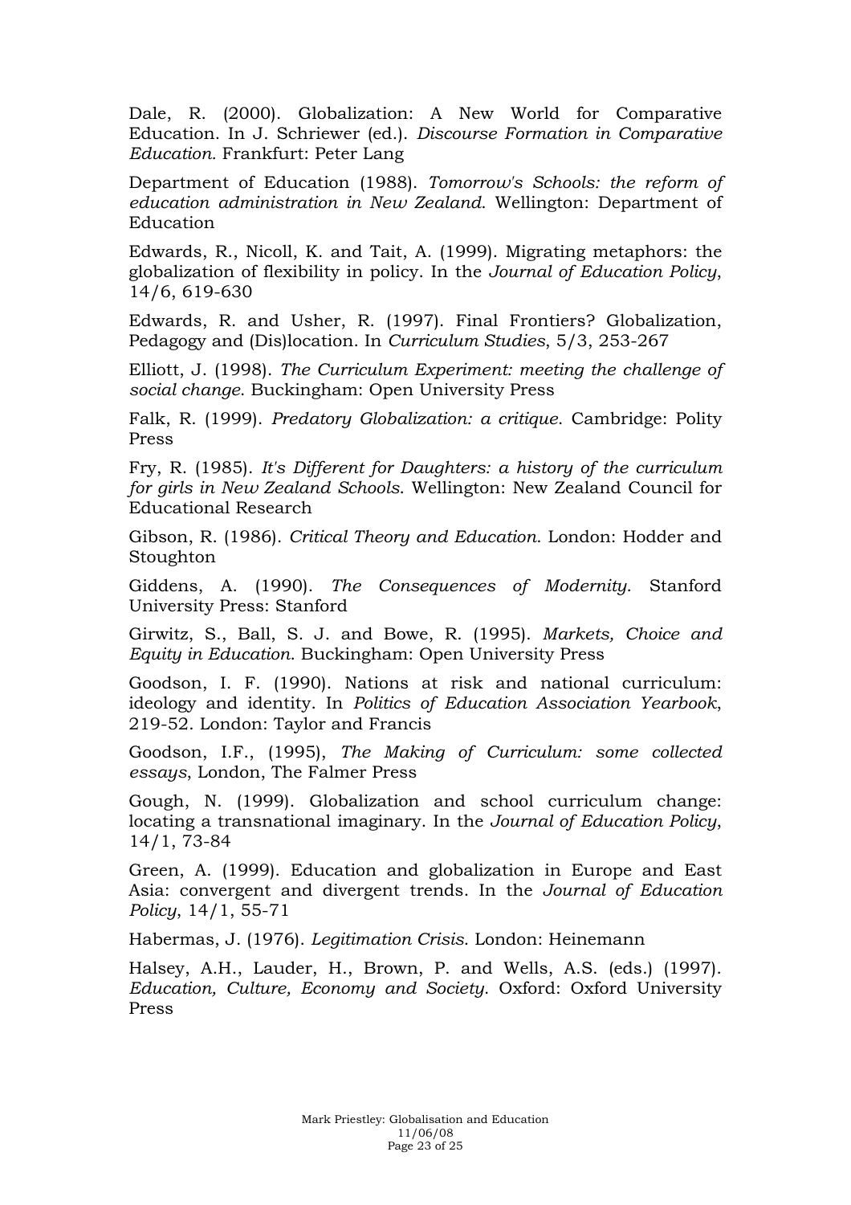Dale, R. (2000). Globalization: A New World for Comparative Education. In J. Schriewer (ed.). *Discourse Formation in Comparative Education.* Frankfurt: Peter Lang

Department of Education (1988). *Tomorrow's Schools: the reform of education administration in New Zealand.* Wellington: Department of Education

Edwards, R., Nicoll, K. and Tait, A. (1999). Migrating metaphors: the globalization of flexibility in policy. In the *Journal of Education Policy*, 14/6, 619-630

Edwards, R. and Usher, R. (1997). Final Frontiers? Globalization, Pedagogy and (Dis)location. In *Curriculum Studies*, 5/3, 253-267

Elliott, J. (1998). *The Curriculum Experiment: meeting the challenge of social change*. Buckingham: Open University Press

Falk, R. (1999). *Predatory Globalization: a critique*. Cambridge: Polity Press

Fry, R. (1985). *It's Different for Daughters: a history of the curriculum for girls in New Zealand Schools*. Wellington: New Zealand Council for Educational Research

Gibson, R. (1986). *Critical Theory and Education.* London: Hodder and Stoughton

Giddens, A. (1990). *The Consequences of Modernity*. Stanford University Press: Stanford

Girwitz, S., Ball, S. J. and Bowe, R. (1995). *Markets, Choice and Equity in Education*. Buckingham: Open University Press

Goodson, I. F. (1990). Nations at risk and national curriculum: ideology and identity. In *Politics of Education Association Yearbook*, 219-52. London: Taylor and Francis

Goodson, I.F., (1995), *The Making of Curriculum: some collected essays*, London, The Falmer Press

Gough, N. (1999). Globalization and school curriculum change: locating a transnational imaginary. In the *Journal of Education Policy*, 14/1, 73-84

Green, A. (1999). Education and globalization in Europe and East Asia: convergent and divergent trends. In the *Journal of Education Policy*, 14/1, 55-71

Habermas, J. (1976). *Legitimation Crisis*. London: Heinemann

Halsey, A.H., Lauder, H., Brown, P. and Wells, A.S. (eds.) (1997). *Education, Culture, Economy and Society*. Oxford: Oxford University Press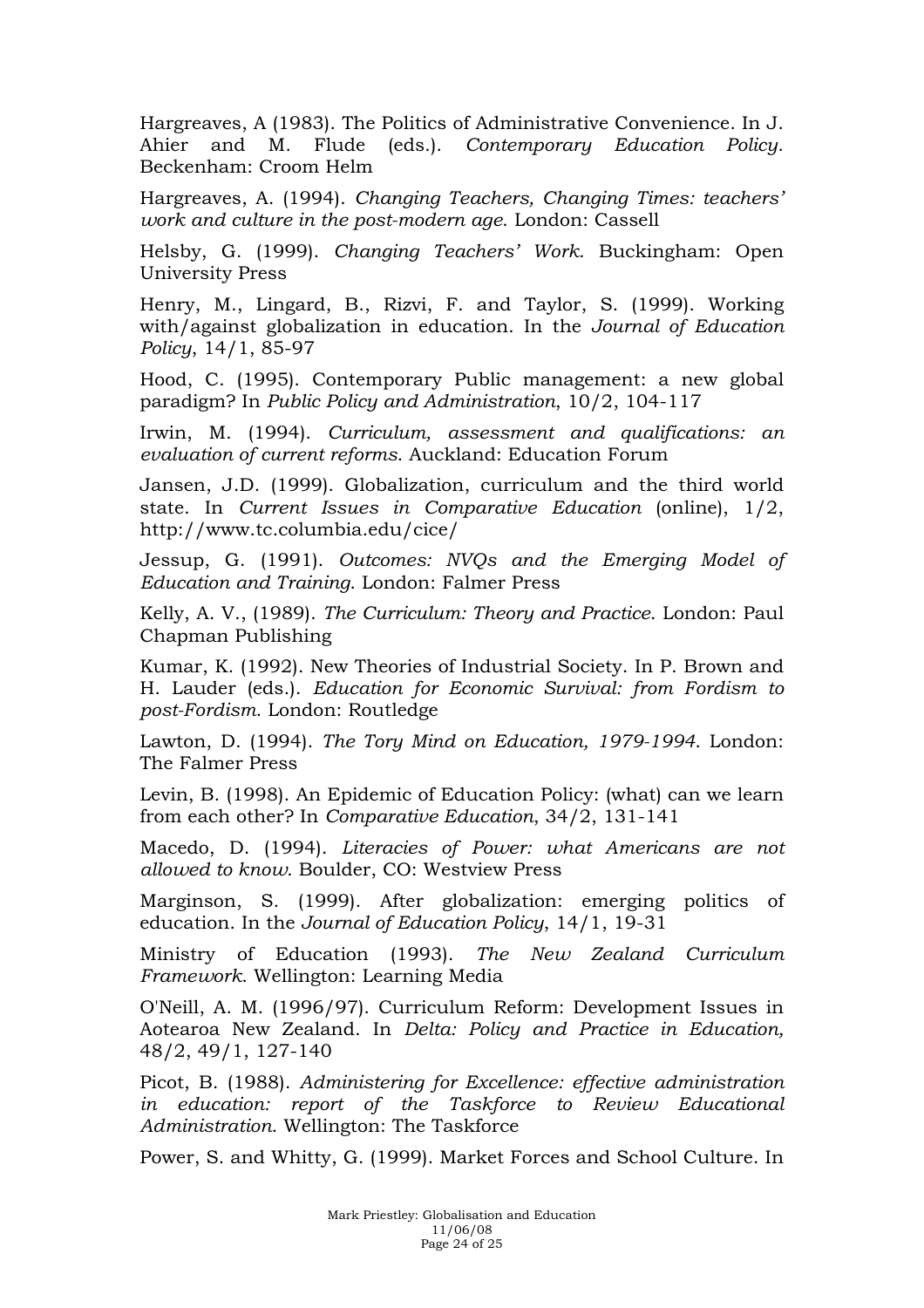Hargreaves, A (1983). The Politics of Administrative Convenience. In J. Ahier and M. Flude (eds.). *Contemporary Education Policy*. Beckenham: Croom Helm

Hargreaves, A. (1994). *Changing Teachers, Changing Times: teachers' work and culture in the post-modern age*. London: Cassell

Helsby, G. (1999). *Changing Teachers' Work*. Buckingham: Open University Press

Henry, M., Lingard, B., Rizvi, F. and Taylor, S. (1999). Working with/against globalization in education. In the *Journal of Education Policy*, 14/1, 85-97

Hood, C. (1995). Contemporary Public management: a new global paradigm? In *Public Policy and Administration*, 10/2, 104-117

Irwin, M. (1994). *Curriculum, assessment and qualifications: an evaluation of current reforms*. Auckland: Education Forum

Jansen, J.D. (1999). Globalization, curriculum and the third world state. In *Current Issues in Comparative Education* (online), 1/2, http://www.tc.columbia.edu/cice/

Jessup, G. (1991). *Outcomes: NVQs and the Emerging Model of Education and Training*. London: Falmer Press

Kelly, A. V., (1989). *The Curriculum: Theory and Practice*. London: Paul Chapman Publishing

Kumar, K. (1992). New Theories of Industrial Society. In P. Brown and H. Lauder (eds.). *Education for Economic Survival: from Fordism to post-Fordism*. London: Routledge

Lawton, D. (1994). *The Tory Mind on Education, 1979-1994*. London: The Falmer Press

Levin, B. (1998). An Epidemic of Education Policy: (what) can we learn from each other? In *Comparative Education*, 34/2, 131-141

Macedo, D. (1994). *Literacies of Power: what Americans are not allowed to know*. Boulder, CO: Westview Press

Marginson, S. (1999). After globalization: emerging politics of education. In the *Journal of Education Policy*, 14/1, 19-31

Ministry of Education (1993). *The New Zealand Curriculum Framework*. Wellington: Learning Media

O'Neill, A. M. (1996/97). Curriculum Reform: Development Issues in Aotearoa New Zealand. In *Delta: Policy and Practice in Education,* 48/2, 49/1, 127-140

Picot, B. (1988). *Administering for Excellence: effective administration in education: report of the Taskforce to Review Educational Administration*. Wellington: The Taskforce

Power, S. and Whitty, G. (1999). Market Forces and School Culture. In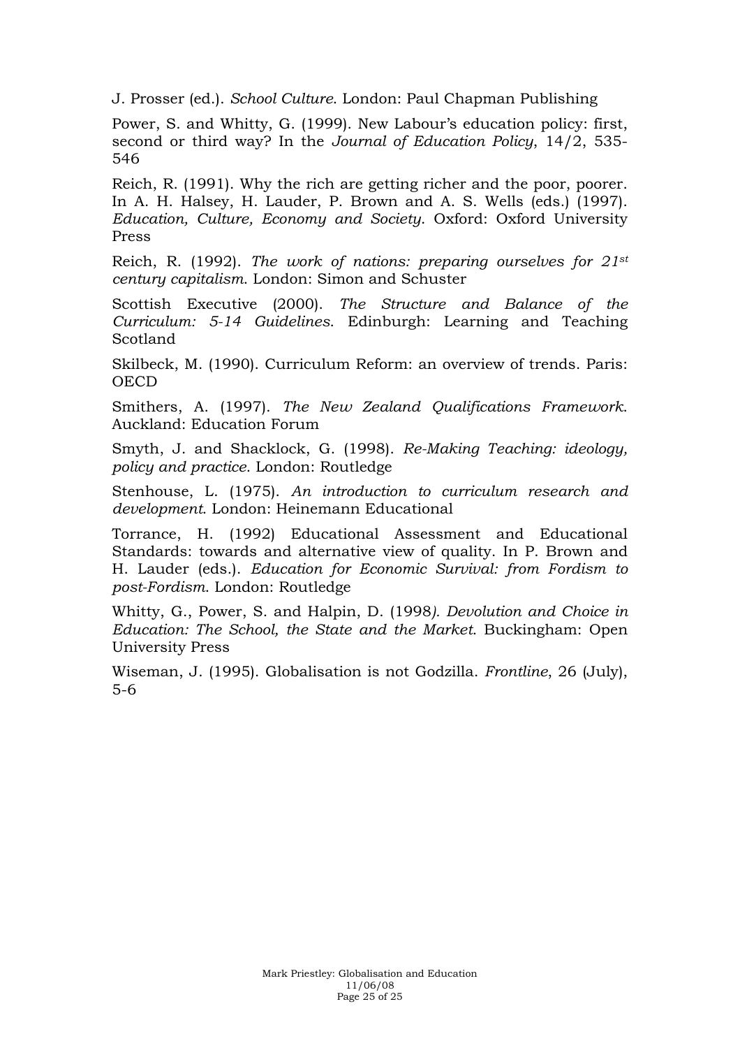J. Prosser (ed.). *School Culture*. London: Paul Chapman Publishing

Power, S. and Whitty, G. (1999). New Labour's education policy: first, second or third way? In the *Journal of Education Policy*, 14/2, 535-546

Reich, R. (1991). Why the rich are getting richer and the poor, poorer. In A. H. Halsey, H. Lauder, P. Brown and A. S. Wells (eds.) (1997). *Education, Culture, Economy and Society*. Oxford: Oxford University Press

Reich, R. (1992). *The work of nations: preparing ourselves for 21st century capitalism*. London: Simon and Schuster

Scottish Executive (2000). *The Structure and Balance of the Curriculum: 5-14 Guidelines*. Edinburgh: Learning and Teaching Scotland

Skilbeck, M. (1990). Curriculum Reform: an overview of trends. Paris: OECD

Smithers, A. (1997). *The New Zealand Qualifications Framework*. Auckland: Education Forum

Smyth, J. and Shacklock, G. (1998). *Re-Making Teaching: ideology, policy and practice*. London: Routledge

Stenhouse, L. (1975). *An introduction to curriculum research and development*. London: Heinemann Educational

Torrance, H. (1992) Educational Assessment and Educational Standards: towards and alternative view of quality. In P. Brown and H. Lauder (eds.). *Education for Economic Survival: from Fordism to post-Fordism*. London: Routledge

Whitty, G., Power, S. and Halpin, D. (1998). *Devolution and Choice in Education: The School, the State and the Market*. Buckingham: Open University Press

Wiseman, J. (1995). Globalisation is not Godzilla. *Frontline*, 26 (July), 5-6